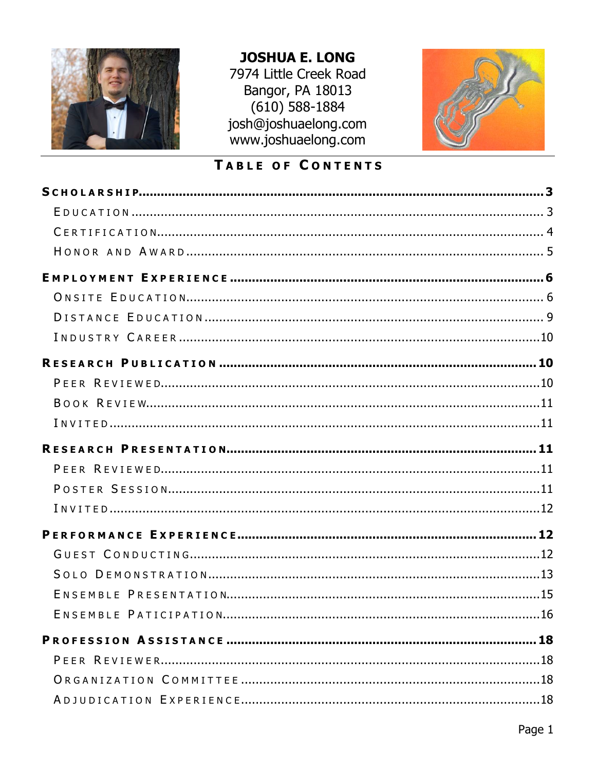# JOSHUA E. LONG

7974 Little Creek Road
Bangor, PA 18013
(610) 588-1884
josh@joshuaelong.com
www.joshuaelong.com

## TABLE OF CONTENTS

**SCHOLARSHIP....................................................................3**

- EDUCATION....................................................................3
- CERTIFICATION....................................................................4
- HONOR AND AWARD....................................................................5

**EMPLOYMENT EXPERIENCE....................................................................6**

- ONSITE EDUCATION....................................................................6
- DISTANCE EDUCATION....................................................................9
- INDUSTRY CAREER....................................................................10

**RESEARCH PUBLICATION....................................................................10**

- PEER REVIEWED....................................................................10
- BOOK REVIEW....................................................................11
- INVITED....................................................................11

**RESEARCH PRESENTATION....................................................................11**

- PEER REVIEWED....................................................................11
- POSTER SESSION....................................................................11
- INVITED....................................................................12

**PERFORMANCE EXPERIENCE....................................................................12**

- GUEST CONDUCTING....................................................................12
- SOLO DEMONSTRATION....................................................................13
- ENSEMBLE PRESENTATION....................................................................15
- ENSEMBLE PATICIPATION....................................................................16

**PROFESSION ASSISTANCE....................................................................18**

- PEER REVIEWER....................................................................18
- ORGANIZATION COMMITTEE....................................................................18
- ADJUDICATION EXPERIENCE....................................................................18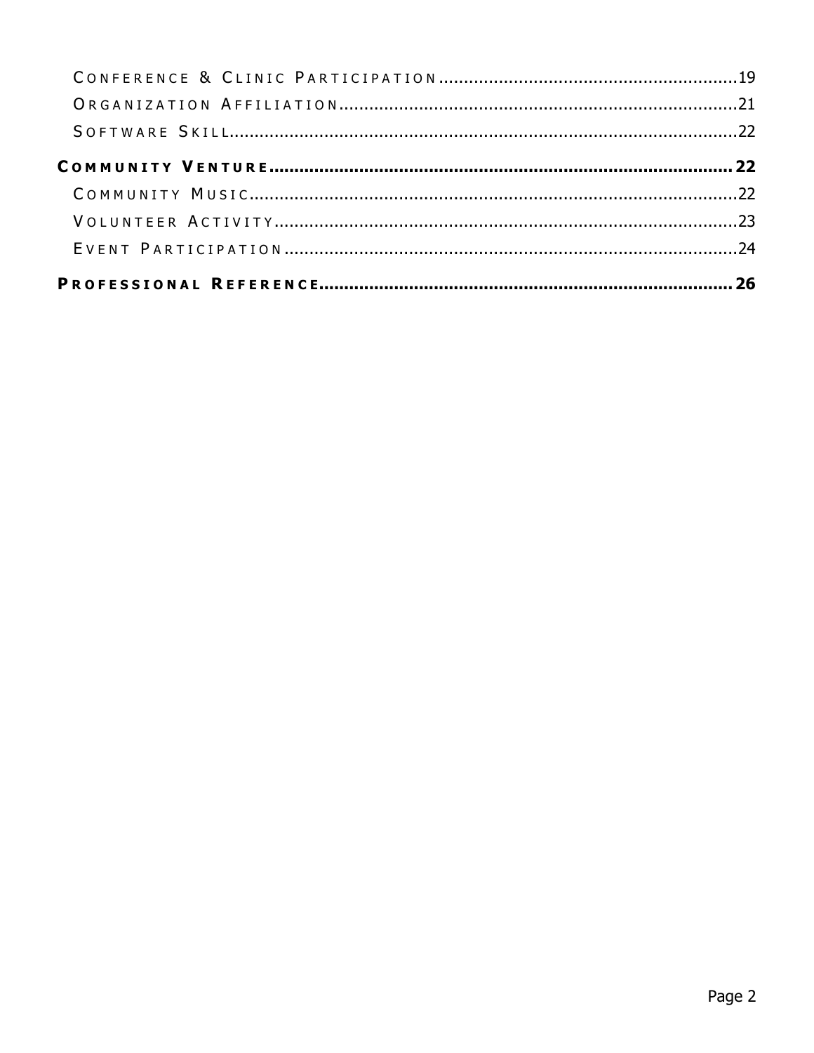Conference & Clinic Participation .......... 19
Organization Affiliation .......... 21
Software Skill .......... 22

**Community Venture .......... 22**

Community Music .......... 22
Volunteer Activity .......... 23
Event Participation .......... 24

**Professional Reference .......... 26**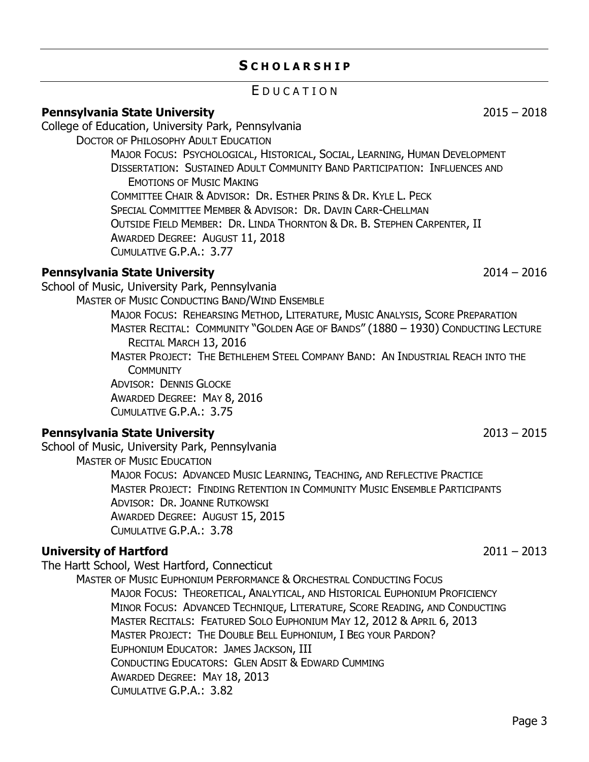## SCHOLARSHIP

### EDUCATION

**Pennsylvania State University** 2015 – 2018

College of Education, University Park, Pennsylvania

DOCTOR OF PHILOSOPHY ADULT EDUCATION

- MAJOR FOCUS: PSYCHOLOGICAL, HISTORICAL, SOCIAL, LEARNING, HUMAN DEVELOPMENT
- DISSERTATION: SUSTAINED ADULT COMMUNITY BAND PARTICIPATION: INFLUENCES AND EMOTIONS OF MUSIC MAKING
- COMMITTEE CHAIR & ADVISOR: DR. ESTHER PRINS & DR. KYLE L. PECK
- SPECIAL COMMITTEE MEMBER & ADVISOR: DR. DAVIN CARR-CHELLMAN
- OUTSIDE FIELD MEMBER: DR. LINDA THORNTON & DR. B. STEPHEN CARPENTER, II
- AWARDED DEGREE: AUGUST 11, 2018
- CUMULATIVE G.P.A.: 3.77

**Pennsylvania State University** 2014 – 2016

School of Music, University Park, Pennsylvania

MASTER OF MUSIC CONDUCTING BAND/WIND ENSEMBLE

- MAJOR FOCUS: REHEARSING METHOD, LITERATURE, MUSIC ANALYSIS, SCORE PREPARATION
- MASTER RECITAL: COMMUNITY "GOLDEN AGE OF BANDS" (1880 – 1930) CONDUCTING LECTURE RECITAL MARCH 13, 2016
- MASTER PROJECT: THE BETHLEHEM STEEL COMPANY BAND: AN INDUSTRIAL REACH INTO THE COMMUNITY
- ADVISOR: DENNIS GLOCKE
- AWARDED DEGREE: MAY 8, 2016
- CUMULATIVE G.P.A.: 3.75

**Pennsylvania State University** 2013 – 2015

School of Music, University Park, Pennsylvania

MASTER OF MUSIC EDUCATION

- MAJOR FOCUS: ADVANCED MUSIC LEARNING, TEACHING, AND REFLECTIVE PRACTICE
- MASTER PROJECT: FINDING RETENTION IN COMMUNITY MUSIC ENSEMBLE PARTICIPANTS
- ADVISOR: DR. JOANNE RUTKOWSKI
- AWARDED DEGREE: AUGUST 15, 2015
- CUMULATIVE G.P.A.: 3.78

**University of Hartford** 2011 – 2013

The Hartt School, West Hartford, Connecticut

MASTER OF MUSIC EUPHONIUM PERFORMANCE & ORCHESTRAL CONDUCTING FOCUS

- MAJOR FOCUS: THEORETICAL, ANALYTICAL, AND HISTORICAL EUPHONIUM PROFICIENCY
- MINOR FOCUS: ADVANCED TECHNIQUE, LITERATURE, SCORE READING, AND CONDUCTING
- MASTER RECITALS: FEATURED SOLO EUPHONIUM MAY 12, 2012 & APRIL 6, 2013
- MASTER PROJECT: THE DOUBLE BELL EUPHONIUM, I BEG YOUR PARDON?
- EUPHONIUM EDUCATOR: JAMES JACKSON, III
- CONDUCTING EDUCATORS: GLEN ADSIT & EDWARD CUMMING
- AWARDED DEGREE: MAY 18, 2013
- CUMULATIVE G.P.A.: 3.82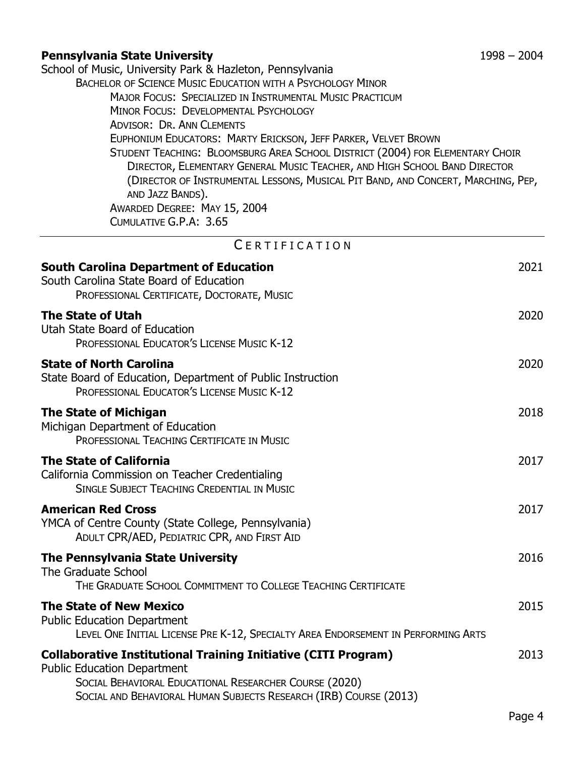**Pennsylvania State University** 1998 – 2004

School of Music, University Park & Hazleton, Pennsylvania

- BACHELOR OF SCIENCE MUSIC EDUCATION WITH A PSYCHOLOGY MINOR
  - MAJOR FOCUS: SPECIALIZED IN INSTRUMENTAL MUSIC PRACTICUM
  - MINOR FOCUS: DEVELOPMENTAL PSYCHOLOGY
  - ADVISOR: DR. ANN CLEMENTS
  - EUPHONIUM EDUCATORS: MARTY ERICKSON, JEFF PARKER, VELVET BROWN
  - STUDENT TEACHING: BLOOMSBURG AREA SCHOOL DISTRICT (2004) FOR ELEMENTARY CHOIR DIRECTOR, ELEMENTARY GENERAL MUSIC TEACHER, AND HIGH SCHOOL BAND DIRECTOR (DIRECTOR OF INSTRUMENTAL LESSONS, MUSICAL PIT BAND, AND CONCERT, MARCHING, PEP, AND JAZZ BANDS).
  - AWARDED DEGREE: MAY 15, 2004
  - CUMULATIVE G.P.A: 3.65

---

## CERTIFICATION

**South Carolina Department of Education** 2021

South Carolina State Board of Education
- PROFESSIONAL CERTIFICATE, DOCTORATE, MUSIC

**The State of Utah** 2020

Utah State Board of Education
- PROFESSIONAL EDUCATOR'S LICENSE MUSIC K-12

**State of North Carolina** 2020

State Board of Education, Department of Public Instruction
- PROFESSIONAL EDUCATOR'S LICENSE MUSIC K-12

**The State of Michigan** 2018

Michigan Department of Education
- PROFESSIONAL TEACHING CERTIFICATE IN MUSIC

**The State of California** 2017

California Commission on Teacher Credentialing
- SINGLE SUBJECT TEACHING CREDENTIAL IN MUSIC

**American Red Cross** 2017

YMCA of Centre County (State College, Pennsylvania)
- ADULT CPR/AED, PEDIATRIC CPR, AND FIRST AID

**The Pennsylvania State University** 2016

The Graduate School
- THE GRADUATE SCHOOL COMMITMENT TO COLLEGE TEACHING CERTIFICATE

**The State of New Mexico** 2015

Public Education Department
- LEVEL ONE INITIAL LICENSE PRE K-12, SPECIALTY AREA ENDORSEMENT IN PERFORMING ARTS

**Collaborative Institutional Training Initiative (CITI Program)** 2013

Public Education Department
- SOCIAL BEHAVIORAL EDUCATIONAL RESEARCHER COURSE (2020)
- SOCIAL AND BEHAVIORAL HUMAN SUBJECTS RESEARCH (IRB) COURSE (2013)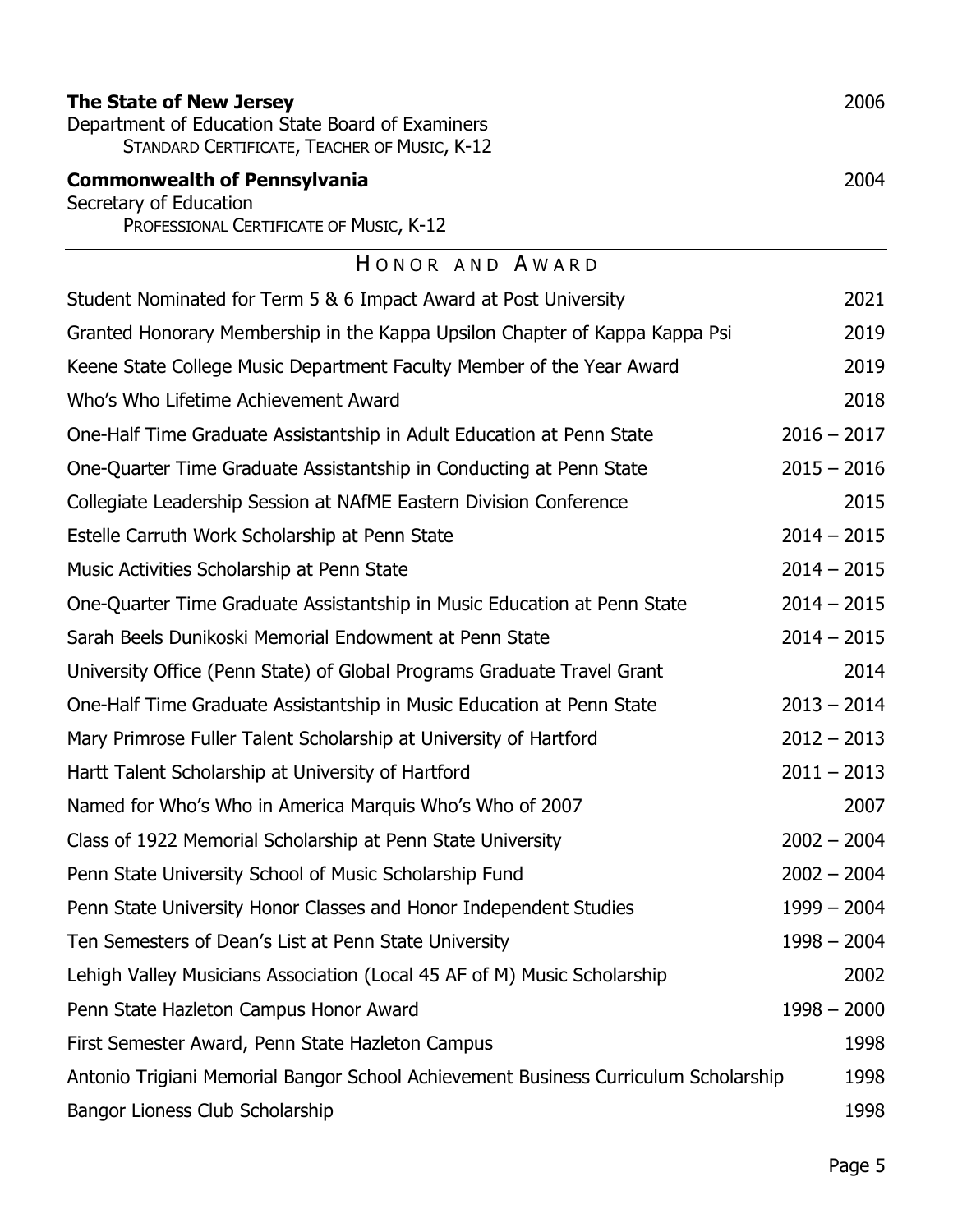**The State of New Jersey** 2006
Department of Education State Board of Examiners
STANDARD CERTIFICATE, TEACHER OF MUSIC, K-12

**Commonwealth of Pennsylvania** 2004
Secretary of Education
PROFESSIONAL CERTIFICATE OF MUSIC, K-12

## HONOR AND AWARD

| | |
|---|---|
| Student Nominated for Term 5 & 6 Impact Award at Post University | 2021 |
| Granted Honorary Membership in the Kappa Upsilon Chapter of Kappa Kappa Psi | 2019 |
| Keene State College Music Department Faculty Member of the Year Award | 2019 |
| Who's Who Lifetime Achievement Award | 2018 |
| One-Half Time Graduate Assistantship in Adult Education at Penn State | 2016 – 2017 |
| One-Quarter Time Graduate Assistantship in Conducting at Penn State | 2015 – 2016 |
| Collegiate Leadership Session at NAfME Eastern Division Conference | 2015 |
| Estelle Carruth Work Scholarship at Penn State | 2014 – 2015 |
| Music Activities Scholarship at Penn State | 2014 – 2015 |
| One-Quarter Time Graduate Assistantship in Music Education at Penn State | 2014 – 2015 |
| Sarah Beels Dunikoski Memorial Endowment at Penn State | 2014 – 2015 |
| University Office (Penn State) of Global Programs Graduate Travel Grant | 2014 |
| One-Half Time Graduate Assistantship in Music Education at Penn State | 2013 – 2014 |
| Mary Primrose Fuller Talent Scholarship at University of Hartford | 2012 – 2013 |
| Hartt Talent Scholarship at University of Hartford | 2011 – 2013 |
| Named for Who's Who in America Marquis Who's Who of 2007 | 2007 |
| Class of 1922 Memorial Scholarship at Penn State University | 2002 – 2004 |
| Penn State University School of Music Scholarship Fund | 2002 – 2004 |
| Penn State University Honor Classes and Honor Independent Studies | 1999 – 2004 |
| Ten Semesters of Dean's List at Penn State University | 1998 – 2004 |
| Lehigh Valley Musicians Association (Local 45 AF of M) Music Scholarship | 2002 |
| Penn State Hazleton Campus Honor Award | 1998 – 2000 |
| First Semester Award, Penn State Hazleton Campus | 1998 |
| Antonio Trigiani Memorial Bangor School Achievement Business Curriculum Scholarship | 1998 |
| Bangor Lioness Club Scholarship | 1998 |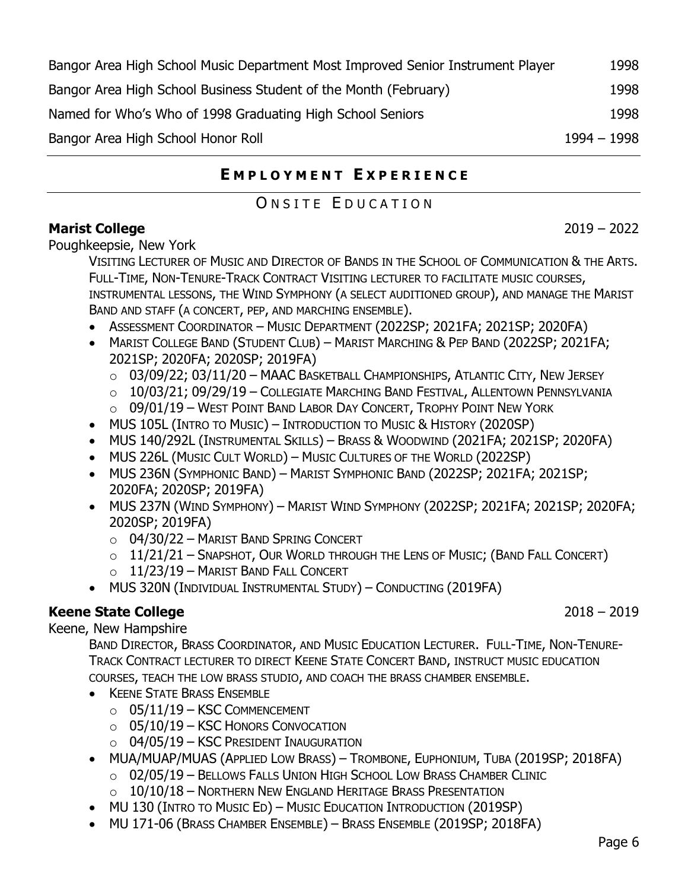| | |
|---|---|
| Bangor Area High School Music Department Most Improved Senior Instrument Player | 1998 |
| Bangor Area High School Business Student of the Month (February) | 1998 |
| Named for Who's Who of 1998 Graduating High School Seniors | 1998 |
| Bangor Area High School Honor Roll | 1994 – 1998 |

## EMPLOYMENT EXPERIENCE

### ONSITE EDUCATION

**Marist College** 2019 – 2022

Poughkeepsie, New York

VISITING LECTURER OF MUSIC AND DIRECTOR OF BANDS IN THE SCHOOL OF COMMUNICATION & THE ARTS. FULL-TIME, NON-TENURE-TRACK CONTRACT VISITING LECTURER TO FACILITATE MUSIC COURSES, INSTRUMENTAL LESSONS, THE WIND SYMPHONY (A SELECT AUDITIONED GROUP), AND MANAGE THE MARIST BAND AND STAFF (A CONCERT, PEP, AND MARCHING ENSEMBLE).

- ASSESSMENT COORDINATOR – MUSIC DEPARTMENT (2022SP; 2021FA; 2021SP; 2020FA)
- MARIST COLLEGE BAND (STUDENT CLUB) – MARIST MARCHING & PEP BAND (2022SP; 2021FA; 2021SP; 2020FA; 2020SP; 2019FA)
  - 03/09/22; 03/11/20 – MAAC BASKETBALL CHAMPIONSHIPS, ATLANTIC CITY, NEW JERSEY
  - 10/03/21; 09/29/19 – COLLEGIATE MARCHING BAND FESTIVAL, ALLENTOWN PENNSYLVANIA
  - 09/01/19 – WEST POINT BAND LABOR DAY CONCERT, TROPHY POINT NEW YORK
- MUS 105L (INTRO TO MUSIC) – INTRODUCTION TO MUSIC & HISTORY (2020SP)
- MUS 140/292L (INSTRUMENTAL SKILLS) – BRASS & WOODWIND (2021FA; 2021SP; 2020FA)
- MUS 226L (MUSIC CULT WORLD) – MUSIC CULTURES OF THE WORLD (2022SP)
- MUS 236N (SYMPHONIC BAND) – MARIST SYMPHONIC BAND (2022SP; 2021FA; 2021SP; 2020FA; 2020SP; 2019FA)
- MUS 237N (WIND SYMPHONY) – MARIST WIND SYMPHONY (2022SP; 2021FA; 2021SP; 2020FA; 2020SP; 2019FA)
  - 04/30/22 – MARIST BAND SPRING CONCERT
  - 11/21/21 – SNAPSHOT, OUR WORLD THROUGH THE LENS OF MUSIC; (BAND FALL CONCERT)
  - 11/23/19 – MARIST BAND FALL CONCERT
- MUS 320N (INDIVIDUAL INSTRUMENTAL STUDY) – CONDUCTING (2019FA)

**Keene State College** 2018 – 2019

Keene, New Hampshire

BAND DIRECTOR, BRASS COORDINATOR, AND MUSIC EDUCATION LECTURER. FULL-TIME, NON-TENURE-TRACK CONTRACT LECTURER TO DIRECT KEENE STATE CONCERT BAND, INSTRUCT MUSIC EDUCATION COURSES, TEACH THE LOW BRASS STUDIO, AND COACH THE BRASS CHAMBER ENSEMBLE.

- KEENE STATE BRASS ENSEMBLE
  - 05/11/19 – KSC COMMENCEMENT
  - 05/10/19 – KSC HONORS CONVOCATION
  - 04/05/19 – KSC PRESIDENT INAUGURATION
- MUA/MUAP/MUAS (APPLIED LOW BRASS) – TROMBONE, EUPHONIUM, TUBA (2019SP; 2018FA)
  - 02/05/19 – BELLOWS FALLS UNION HIGH SCHOOL LOW BRASS CHAMBER CLINIC
  - 10/10/18 – NORTHERN NEW ENGLAND HERITAGE BRASS PRESENTATION
- MU 130 (INTRO TO MUSIC ED) – MUSIC EDUCATION INTRODUCTION (2019SP)
- MU 171-06 (BRASS CHAMBER ENSEMBLE) – BRASS ENSEMBLE (2019SP; 2018FA)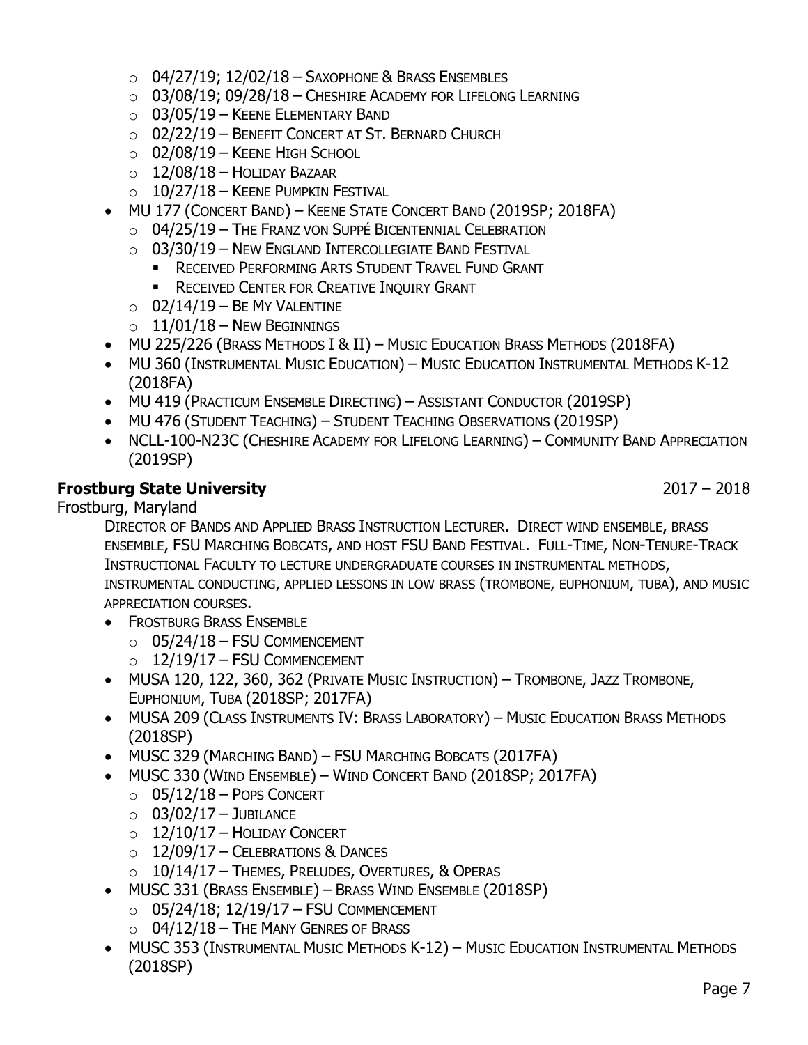- 04/27/19; 12/02/18 – Saxophone & Brass Ensembles
  - 03/08/19; 09/28/18 – Cheshire Academy for Lifelong Learning
  - 03/05/19 – Keene Elementary Band
  - 02/22/19 – Benefit Concert at St. Bernard Church
  - 02/08/19 – Keene High School
  - 12/08/18 – Holiday Bazaar
  - 10/27/18 – Keene Pumpkin Festival
- MU 177 (Concert Band) – Keene State Concert Band (2019SP; 2018FA)
  - 04/25/19 – The Franz von Suppé Bicentennial Celebration
  - 03/30/19 – New England Intercollegiate Band Festival
    - Received Performing Arts Student Travel Fund Grant
    - Received Center for Creative Inquiry Grant
  - 02/14/19 – Be My Valentine
  - 11/01/18 – New Beginnings
- MU 225/226 (Brass Methods I & II) – Music Education Brass Methods (2018FA)
- MU 360 (Instrumental Music Education) – Music Education Instrumental Methods K-12 (2018FA)
- MU 419 (Practicum Ensemble Directing) – Assistant Conductor (2019SP)
- MU 476 (Student Teaching) – Student Teaching Observations (2019SP)
- NCLL-100-N23C (Cheshire Academy for Lifelong Learning) – Community Band Appreciation (2019SP)

**Frostburg State University** 2017 – 2018

Frostburg, Maryland

Director of Bands and Applied Brass Instruction Lecturer. Direct wind ensemble, brass ensemble, FSU Marching Bobcats, and host FSU Band Festival. Full-Time, Non-Tenure-Track Instructional Faculty to lecture undergraduate courses in instrumental methods, instrumental conducting, applied lessons in low brass (trombone, euphonium, tuba), and music appreciation courses.

- Frostburg Brass Ensemble
  - 05/24/18 – FSU Commencement
  - 12/19/17 – FSU Commencement
- MUSA 120, 122, 360, 362 (Private Music Instruction) – Trombone, Jazz Trombone, Euphonium, Tuba (2018SP; 2017FA)
- MUSA 209 (Class Instruments IV: Brass Laboratory) – Music Education Brass Methods (2018SP)
- MUSC 329 (Marching Band) – FSU Marching Bobcats (2017FA)
- MUSC 330 (Wind Ensemble) – Wind Concert Band (2018SP; 2017FA)
  - 05/12/18 – Pops Concert
  - 03/02/17 – Jubilance
  - 12/10/17 – Holiday Concert
  - 12/09/17 – Celebrations & Dances
  - 10/14/17 – Themes, Preludes, Overtures, & Operas
- MUSC 331 (Brass Ensemble) – Brass Wind Ensemble (2018SP)
  - 05/24/18; 12/19/17 – FSU Commencement
  - 04/12/18 – The Many Genres of Brass
- MUSC 353 (Instrumental Music Methods K-12) – Music Education Instrumental Methods (2018SP)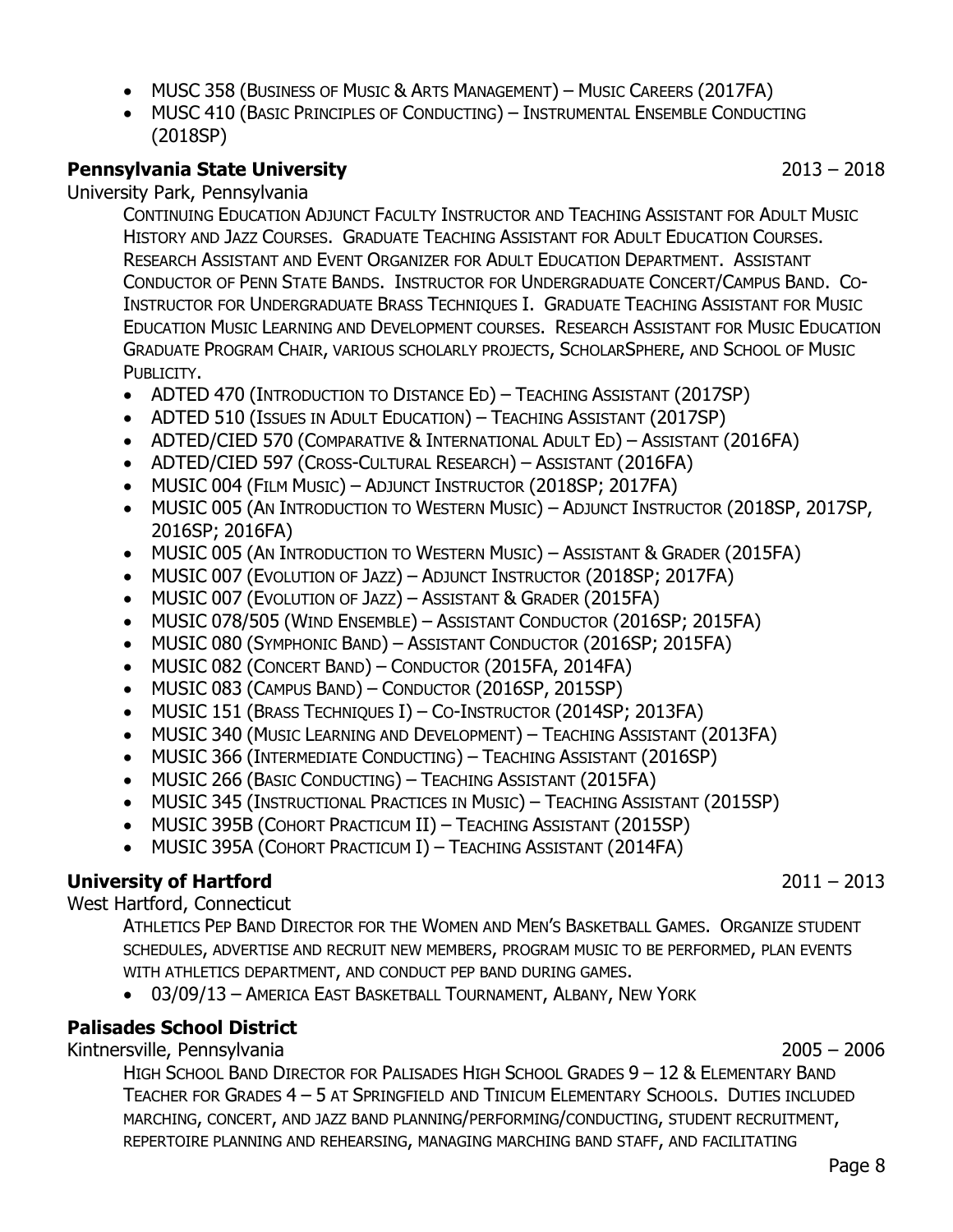- MUSC 358 (Business of Music & Arts Management) – Music Careers (2017FA)
- MUSC 410 (Basic Principles of Conducting) – Instrumental Ensemble Conducting (2018SP)

**Pennsylvania State University** 2013 – 2018

University Park, Pennsylvania

Continuing Education Adjunct Faculty Instructor and Teaching Assistant for Adult Music History and Jazz Courses. Graduate Teaching Assistant for Adult Education Courses. Research Assistant and Event Organizer for Adult Education Department. Assistant Conductor of Penn State Bands. Instructor for Undergraduate Concert/Campus Band. Co-Instructor for Undergraduate Brass Techniques I. Graduate Teaching Assistant for Music Education Music Learning and Development courses. Research Assistant for Music Education Graduate Program Chair, various scholarly projects, ScholarSphere, and School of Music Publicity.

- ADTED 470 (Introduction to Distance Ed) – Teaching Assistant (2017SP)
- ADTED 510 (Issues in Adult Education) – Teaching Assistant (2017SP)
- ADTED/CIED 570 (Comparative & International Adult Ed) – Assistant (2016FA)
- ADTED/CIED 597 (Cross-Cultural Research) – Assistant (2016FA)
- MUSIC 004 (Film Music) – Adjunct Instructor (2018SP; 2017FA)
- MUSIC 005 (An Introduction to Western Music) – Adjunct Instructor (2018SP, 2017SP, 2016SP; 2016FA)
- MUSIC 005 (An Introduction to Western Music) – Assistant & Grader (2015FA)
- MUSIC 007 (Evolution of Jazz) – Adjunct Instructor (2018SP; 2017FA)
- MUSIC 007 (Evolution of Jazz) – Assistant & Grader (2015FA)
- MUSIC 078/505 (Wind Ensemble) – Assistant Conductor (2016SP; 2015FA)
- MUSIC 080 (Symphonic Band) – Assistant Conductor (2016SP; 2015FA)
- MUSIC 082 (Concert Band) – Conductor (2015FA, 2014FA)
- MUSIC 083 (Campus Band) – Conductor (2016SP, 2015SP)
- MUSIC 151 (Brass Techniques I) – Co-Instructor (2014SP; 2013FA)
- MUSIC 340 (Music Learning and Development) – Teaching Assistant (2013FA)
- MUSIC 366 (Intermediate Conducting) – Teaching Assistant (2016SP)
- MUSIC 266 (Basic Conducting) – Teaching Assistant (2015FA)
- MUSIC 345 (Instructional Practices in Music) – Teaching Assistant (2015SP)
- MUSIC 395B (Cohort Practicum II) – Teaching Assistant (2015SP)
- MUSIC 395A (Cohort Practicum I) – Teaching Assistant (2014FA)

**University of Hartford** 2011 – 2013

West Hartford, Connecticut

Athletics Pep Band Director for the Women and Men's Basketball Games. Organize student schedules, advertise and recruit new members, program music to be performed, plan events with athletics department, and conduct pep band during games.

- 03/09/13 – America East Basketball Tournament, Albany, New York

**Palisades School District**

Kintnersville, Pennsylvania 2005 – 2006

High School Band Director for Palisades High School Grades 9 – 12 & Elementary Band Teacher for Grades 4 – 5 at Springfield and Tinicum Elementary Schools. Duties included marching, concert, and jazz band planning/performing/conducting, student recruitment, repertoire planning and rehearsing, managing marching band staff, and facilitating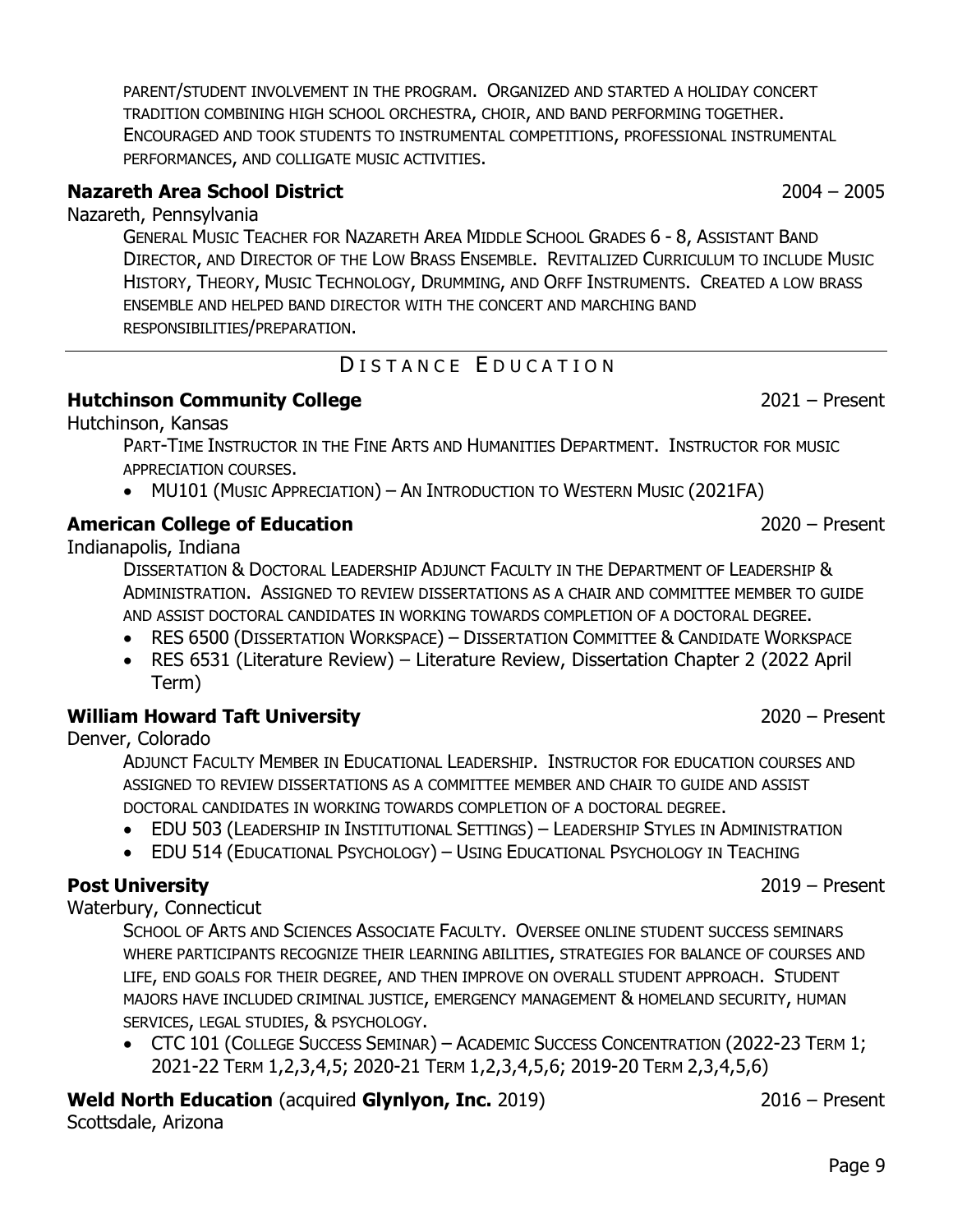Parent/student involvement in the program. Organized and started a holiday concert tradition combining high school orchestra, choir, and band performing together. Encouraged and took students to instrumental competitions, professional instrumental performances, and colligate music activities.

**Nazareth Area School District** 2004 – 2005

Nazareth, Pennsylvania

General Music Teacher for Nazareth Area Middle School Grades 6 - 8, Assistant Band Director, and Director of the Low Brass Ensemble. Revitalized Curriculum to include Music History, Theory, Music Technology, Drumming, and Orff Instruments. Created a low brass ensemble and helped band director with the concert and marching band responsibilities/preparation.

## Distance Education

**Hutchinson Community College** 2021 – Present

Hutchinson, Kansas

Part-Time Instructor in the Fine Arts and Humanities Department. Instructor for music appreciation courses.

- MU101 (Music Appreciation) – An Introduction to Western Music (2021FA)

**American College of Education** 2020 – Present

Indianapolis, Indiana

Dissertation & Doctoral Leadership Adjunct Faculty in the Department of Leadership & Administration. Assigned to review dissertations as a chair and committee member to guide and assist doctoral candidates in working towards completion of a doctoral degree.

- RES 6500 (Dissertation Workspace) – Dissertation Committee & Candidate Workspace
- RES 6531 (Literature Review) – Literature Review, Dissertation Chapter 2 (2022 April Term)

**William Howard Taft University** 2020 – Present

Denver, Colorado

Adjunct Faculty Member in Educational Leadership. Instructor for education courses and assigned to review dissertations as a committee member and chair to guide and assist doctoral candidates in working towards completion of a doctoral degree.

- EDU 503 (Leadership in Institutional Settings) – Leadership Styles in Administration
- EDU 514 (Educational Psychology) – Using Educational Psychology in Teaching

**Post University** 2019 – Present

Waterbury, Connecticut

School of Arts and Sciences Associate Faculty. Oversee online student success seminars where participants recognize their learning abilities, strategies for balance of courses and life, end goals for their degree, and then improve on overall student approach. Student majors have included criminal justice, emergency management & homeland security, human services, legal studies, & psychology.

- CTC 101 (College Success Seminar) – Academic Success Concentration (2022-23 Term 1; 2021-22 Term 1,2,3,4,5; 2020-21 Term 1,2,3,4,5,6; 2019-20 Term 2,3,4,5,6)

**Weld North Education** (acquired **Glynlyon, Inc.** 2019) 2016 – Present

Scottsdale, Arizona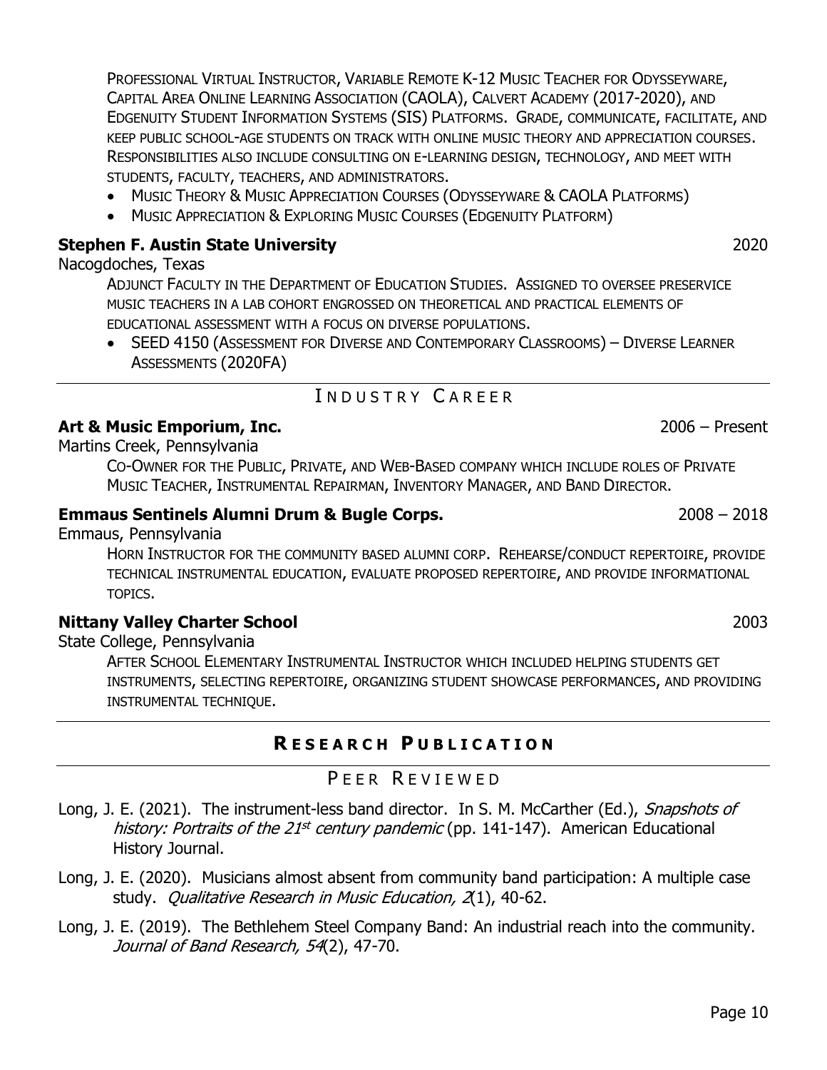Professional Virtual Instructor, Variable Remote K-12 Music Teacher for Odysseyware, Capital Area Online Learning Association (CAOLA), Calvert Academy (2017-2020), and Edgenuity Student Information Systems (SIS) Platforms. Grade, communicate, facilitate, and keep public school-age students on track with online music theory and appreciation courses. Responsibilities also include consulting on e-learning design, technology, and meet with students, faculty, teachers, and administrators.

- Music Theory & Music Appreciation Courses (Odysseyware & CAOLA Platforms)
- Music Appreciation & Exploring Music Courses (Edgenuity Platform)

**Stephen F. Austin State University** 2020

Nacogdoches, Texas

Adjunct Faculty in the Department of Education Studies. Assigned to oversee preservice music teachers in a lab cohort engrossed on theoretical and practical elements of educational assessment with a focus on diverse populations.

- SEED 4150 (Assessment for Diverse and Contemporary Classrooms) – Diverse Learner Assessments (2020FA)

## Industry Career

**Art & Music Emporium, Inc.** 2006 – Present

Martins Creek, Pennsylvania

Co-Owner for the Public, Private, and Web-Based company which include roles of Private Music Teacher, Instrumental Repairman, Inventory Manager, and Band Director.

**Emmaus Sentinels Alumni Drum & Bugle Corps.** 2008 – 2018

Emmaus, Pennsylvania

Horn Instructor for the community based alumni corp. Rehearse/conduct repertoire, provide technical instrumental education, evaluate proposed repertoire, and provide informational topics.

**Nittany Valley Charter School** 2003

State College, Pennsylvania

After School Elementary Instrumental Instructor which included helping students get instruments, selecting repertoire, organizing student showcase performances, and providing instrumental technique.

# **Research Publication**

## Peer Reviewed

Long, J. E. (2021). The instrument-less band director. In S. M. McCarther (Ed.), *Snapshots of history: Portraits of the 21st century pandemic* (pp. 141-147). American Educational History Journal.

Long, J. E. (2020). Musicians almost absent from community band participation: A multiple case study. *Qualitative Research in Music Education, 2*(1), 40-62.

Long, J. E. (2019). The Bethlehem Steel Company Band: An industrial reach into the community. *Journal of Band Research, 54*(2), 47-70.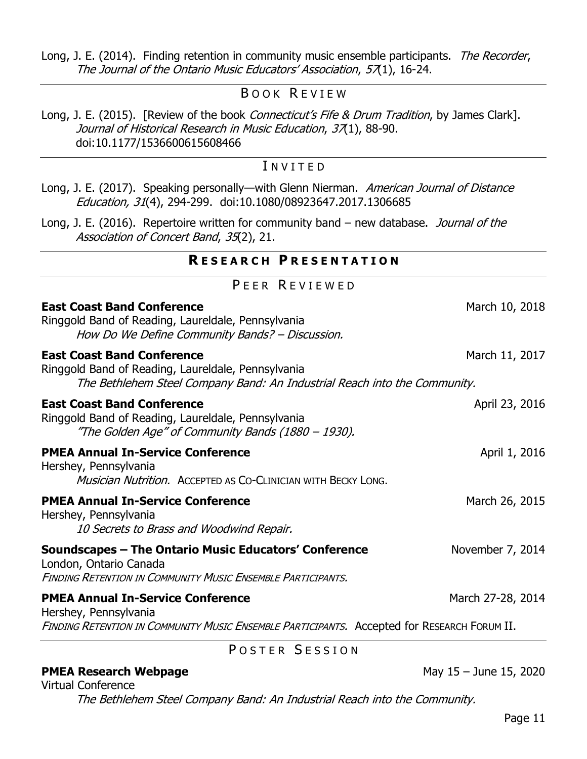Long, J. E. (2014). Finding retention in community music ensemble participants. *The Recorder*, *The Journal of the Ontario Music Educators' Association*, *57*(1), 16-24.

### BOOK REVIEW

Long, J. E. (2015). [Review of the book *Connecticut's Fife & Drum Tradition*, by James Clark]. *Journal of Historical Research in Music Education*, *37*(1), 88-90. doi:10.1177/1536600615608466

### INVITED

Long, J. E. (2017). Speaking personally—with Glenn Nierman. *American Journal of Distance Education, 31*(4), 294-299. doi:10.1080/08923647.2017.1306685

Long, J. E. (2016). Repertoire written for community band – new database. *Journal of the Association of Concert Band*, *35*(2), 21.

## RESEARCH PRESENTATION

### PEER REVIEWED

**East Coast Band Conference** — March 10, 2018
Ringgold Band of Reading, Laureldale, Pennsylvania
*How Do We Define Community Bands? – Discussion.*

**East Coast Band Conference** — March 11, 2017
Ringgold Band of Reading, Laureldale, Pennsylvania
*The Bethlehem Steel Company Band: An Industrial Reach into the Community.*

**East Coast Band Conference** — April 23, 2016
Ringgold Band of Reading, Laureldale, Pennsylvania
*"The Golden Age" of Community Bands (1880 – 1930).*

**PMEA Annual In-Service Conference** — April 1, 2016
Hershey, Pennsylvania
*Musician Nutrition.* ACCEPTED AS CO-CLINICIAN WITH BECKY LONG.

**PMEA Annual In-Service Conference** — March 26, 2015
Hershey, Pennsylvania
*10 Secrets to Brass and Woodwind Repair.*

**Soundscapes – The Ontario Music Educators' Conference** — November 7, 2014
London, Ontario Canada
*FINDING RETENTION IN COMMUNITY MUSIC ENSEMBLE PARTICIPANTS.*

**PMEA Annual In-Service Conference** — March 27-28, 2014
Hershey, Pennsylvania
*FINDING RETENTION IN COMMUNITY MUSIC ENSEMBLE PARTICIPANTS.* Accepted for RESEARCH FORUM II.

### POSTER SESSION

**PMEA Research Webpage** — May 15 – June 15, 2020
Virtual Conference
*The Bethlehem Steel Company Band: An Industrial Reach into the Community.*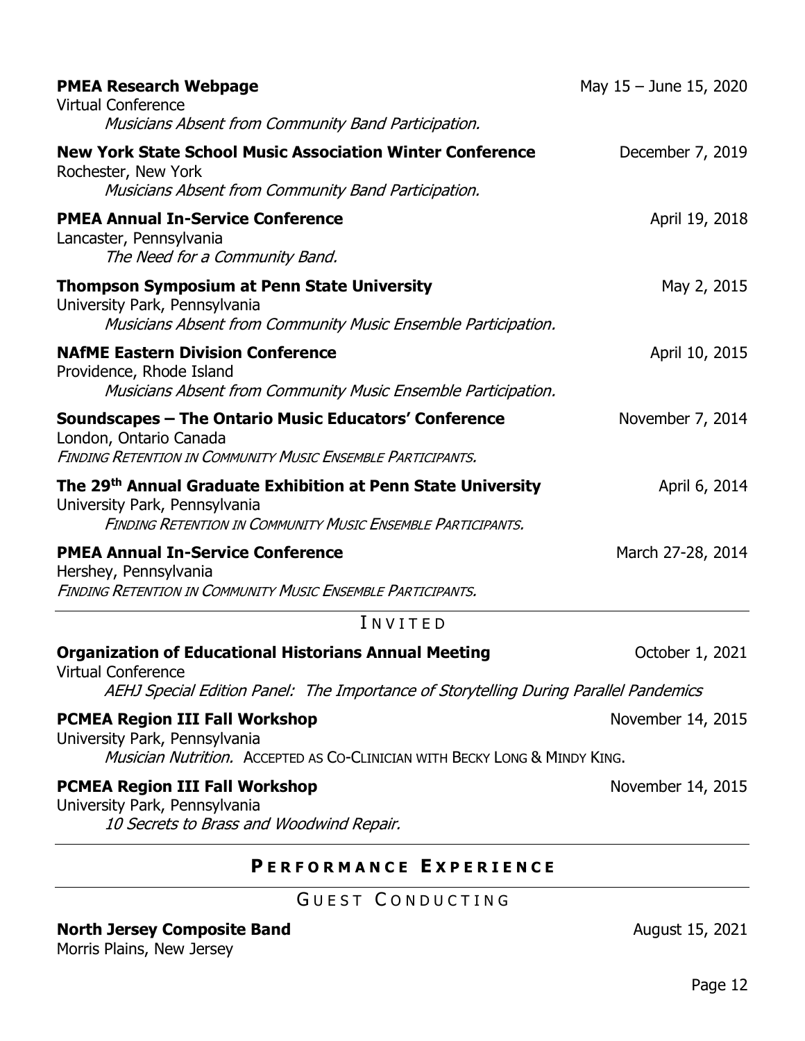**PMEA Research Webpage** May 15 – June 15, 2020
Virtual Conference
*Musicians Absent from Community Band Participation.*

**New York State School Music Association Winter Conference** December 7, 2019
Rochester, New York
*Musicians Absent from Community Band Participation.*

**PMEA Annual In-Service Conference** April 19, 2018
Lancaster, Pennsylvania
*The Need for a Community Band.*

**Thompson Symposium at Penn State University** May 2, 2015
University Park, Pennsylvania
*Musicians Absent from Community Music Ensemble Participation.*

**NAfME Eastern Division Conference** April 10, 2015
Providence, Rhode Island
*Musicians Absent from Community Music Ensemble Participation.*

**Soundscapes – The Ontario Music Educators' Conference** November 7, 2014
London, Ontario Canada
*FINDING RETENTION IN COMMUNITY MUSIC ENSEMBLE PARTICIPANTS.*

**The 29th Annual Graduate Exhibition at Penn State University** April 6, 2014
University Park, Pennsylvania
*FINDING RETENTION IN COMMUNITY MUSIC ENSEMBLE PARTICIPANTS.*

**PMEA Annual In-Service Conference** March 27-28, 2014
Hershey, Pennsylvania
*FINDING RETENTION IN COMMUNITY MUSIC ENSEMBLE PARTICIPANTS.*

### INVITED

**Organization of Educational Historians Annual Meeting** October 1, 2021
Virtual Conference
*AEHJ Special Edition Panel: The Importance of Storytelling During Parallel Pandemics*

**PCMEA Region III Fall Workshop** November 14, 2015
University Park, Pennsylvania
*Musician Nutrition.* ACCEPTED AS CO-CLINICIAN WITH BECKY LONG & MINDY KING.

**PCMEA Region III Fall Workshop** November 14, 2015
University Park, Pennsylvania
*10 Secrets to Brass and Woodwind Repair.*

## PERFORMANCE EXPERIENCE

### GUEST CONDUCTING

**North Jersey Composite Band** August 15, 2021
Morris Plains, New Jersey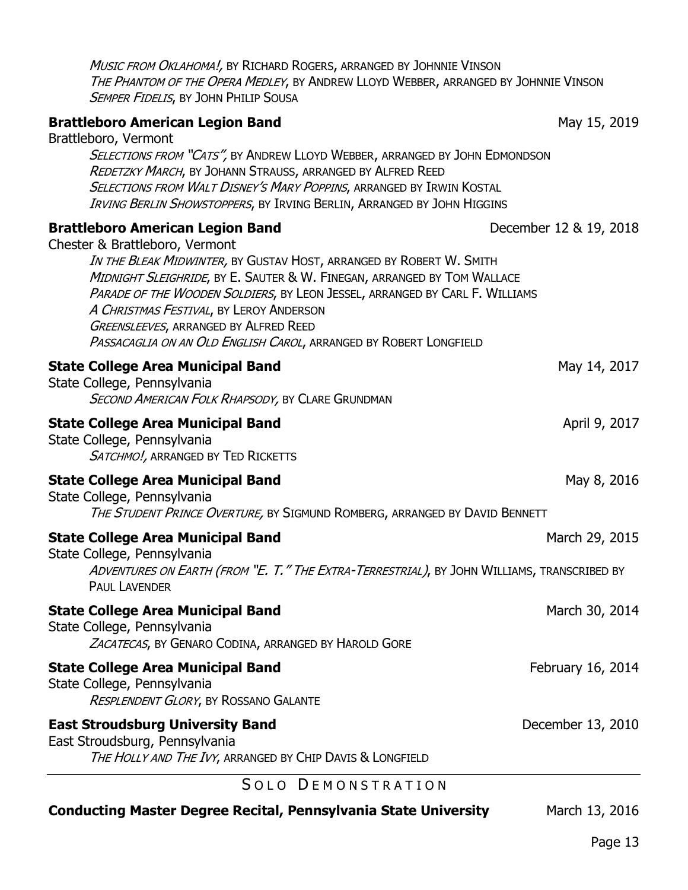*Music from Oklahoma!*, by Richard Rogers, arranged by Johnnie Vinson
*The Phantom of the Opera Medley*, by Andrew Lloyd Webber, arranged by Johnnie Vinson
*Semper Fidelis*, by John Philip Sousa

**Brattleboro American Legion Band** — May 15, 2019
Brattleboro, Vermont
*Selections from "Cats"*, by Andrew Lloyd Webber, arranged by John Edmondson
*Redetzky March*, by Johann Strauss, arranged by Alfred Reed
*Selections from Walt Disney's Mary Poppins*, arranged by Irwin Kostal
*Irving Berlin Showstoppers*, by Irving Berlin, Arranged by John Higgins

**Brattleboro American Legion Band** — December 12 & 19, 2018
Chester & Brattleboro, Vermont
*In the Bleak Midwinter*, by Gustav Host, arranged by Robert W. Smith
*Midnight Sleighride*, by E. Sauter & W. Finegan, arranged by Tom Wallace
*Parade of the Wooden Soldiers*, by Leon Jessel, arranged by Carl F. Williams
*A Christmas Festival*, by Leroy Anderson
*Greensleeves*, arranged by Alfred Reed
*Passacaglia on an Old English Carol*, arranged by Robert Longfield

**State College Area Municipal Band** — May 14, 2017
State College, Pennsylvania
*Second American Folk Rhapsody*, by Clare Grundman

**State College Area Municipal Band** — April 9, 2017
State College, Pennsylvania
*Satchmo!*, arranged by Ted Ricketts

**State College Area Municipal Band** — May 8, 2016
State College, Pennsylvania
*The Student Prince Overture*, by Sigmund Romberg, arranged by David Bennett

**State College Area Municipal Band** — March 29, 2015
State College, Pennsylvania
*Adventures on Earth (from "E. T." The Extra-Terrestrial)*, by John Williams, transcribed by Paul Lavender

**State College Area Municipal Band** — March 30, 2014
State College, Pennsylvania
*Zacatecas*, by Genaro Codina, arranged by Harold Gore

**State College Area Municipal Band** — February 16, 2014
State College, Pennsylvania
*Resplendent Glory*, by Rossano Galante

**East Stroudsburg University Band** — December 13, 2010
East Stroudsburg, Pennsylvania
*The Holly and The Ivy*, arranged by Chip Davis & Longfield

## Solo Demonstration

**Conducting Master Degree Recital, Pennsylvania State University** — March 13, 2016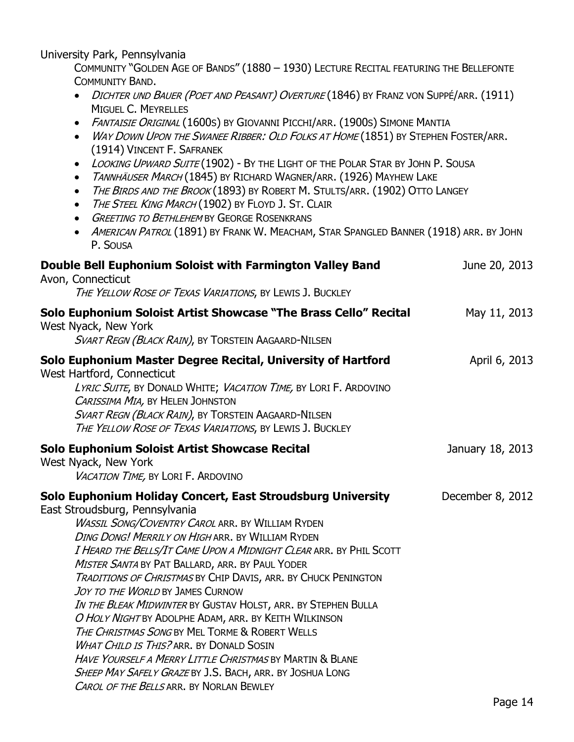University Park, Pennsylvania

COMMUNITY "GOLDEN AGE OF BANDS" (1880 – 1930) LECTURE RECITAL FEATURING THE BELLEFONTE COMMUNITY BAND.

- *DICHTER UND BAUER (POET AND PEASANT) OVERTURE* (1846) BY FRANZ VON SUPPÉ/ARR. (1911) MIGUEL C. MEYRELLES
- *FANTAISIE ORIGINAL* (1600S) BY GIOVANNI PICCHI/ARR. (1900S) SIMONE MANTIA
- *WAY DOWN UPON THE SWANEE RIBBER: OLD FOLKS AT HOME* (1851) BY STEPHEN FOSTER/ARR. (1914) VINCENT F. SAFRANEK
- *LOOKING UPWARD SUITE* (1902) - BY THE LIGHT OF THE POLAR STAR BY JOHN P. SOUSA
- *TANNHÄUSER MARCH* (1845) BY RICHARD WAGNER/ARR. (1926) MAYHEW LAKE
- *THE BIRDS AND THE BROOK* (1893) BY ROBERT M. STULTS/ARR. (1902) OTTO LANGEY
- *THE STEEL KING MARCH* (1902) BY FLOYD J. ST. CLAIR
- *GREETING TO BETHLEHEM* BY GEORGE ROSENKRANS
- *AMERICAN PATROL* (1891) BY FRANK W. MEACHAM, STAR SPANGLED BANNER (1918) ARR. BY JOHN P. SOUSA

**Double Bell Euphonium Soloist with Farmington Valley Band** June 20, 2013

Avon, Connecticut

*THE YELLOW ROSE OF TEXAS VARIATIONS*, BY LEWIS J. BUCKLEY

**Solo Euphonium Soloist Artist Showcase "The Brass Cello" Recital** May 11, 2013

West Nyack, New York

*SVART REGN (BLACK RAIN)*, BY TORSTEIN AAGAARD-NILSEN

**Solo Euphonium Master Degree Recital, University of Hartford** April 6, 2013

West Hartford, Connecticut

*LYRIC SUITE*, BY DONALD WHITE; *VACATION TIME,* BY LORI F. ARDOVINO
*CARISSIMA MIA,* BY HELEN JOHNSTON
*SVART REGN (BLACK RAIN)*, BY TORSTEIN AAGAARD-NILSEN
*THE YELLOW ROSE OF TEXAS VARIATIONS*, BY LEWIS J. BUCKLEY

**Solo Euphonium Soloist Artist Showcase Recital** January 18, 2013

West Nyack, New York

*VACATION TIME,* BY LORI F. ARDOVINO

**Solo Euphonium Holiday Concert, East Stroudsburg University** December 8, 2012

East Stroudsburg, Pennsylvania

*WASSIL SONG/COVENTRY CAROL* ARR. BY WILLIAM RYDEN
*DING DONG! MERRILY ON HIGH* ARR. BY WILLIAM RYDEN
*I HEARD THE BELLS/IT CAME UPON A MIDNIGHT CLEAR* ARR. BY PHIL SCOTT
*MISTER SANTA* BY PAT BALLARD, ARR. BY PAUL YODER
*TRADITIONS OF CHRISTMAS* BY CHIP DAVIS, ARR. BY CHUCK PENINGTON
*JOY TO THE WORLD* BY JAMES CURNOW
*IN THE BLEAK MIDWINTER* BY GUSTAV HOLST, ARR. BY STEPHEN BULLA
*O HOLY NIGHT* BY ADOLPHE ADAM, ARR. BY KEITH WILKINSON
*THE CHRISTMAS SONG* BY MEL TORME & ROBERT WELLS
*WHAT CHILD IS THIS?* ARR. BY DONALD SOSIN
*HAVE YOURSELF A MERRY LITTLE CHRISTMAS* BY MARTIN & BLANE
*SHEEP MAY SAFELY GRAZE* BY J.S. BACH, ARR. BY JOSHUA LONG
*CAROL OF THE BELLS* ARR. BY NORLAN BEWLEY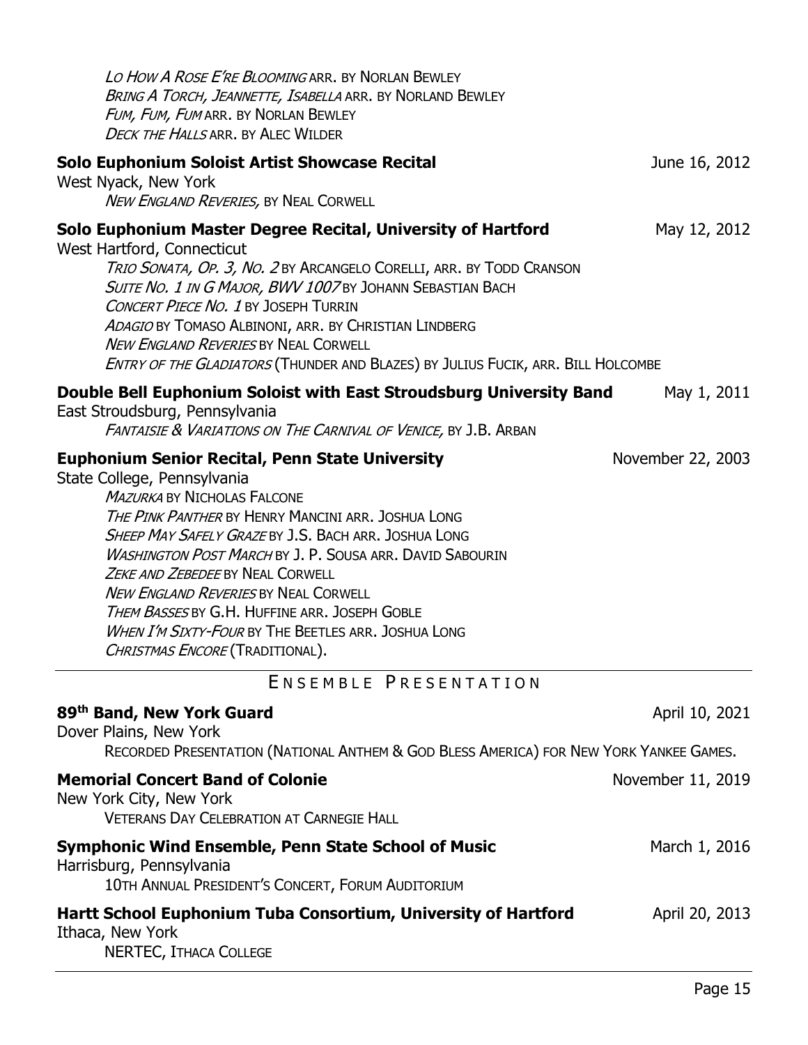*Lo How A Rose E're Blooming* arr. by Norlan Bewley
*Bring A Torch, Jeannette, Isabella* arr. by Norland Bewley
*Fum, Fum, Fum* arr. by Norlan Bewley
*Deck the Halls* arr. by Alec Wilder

**Solo Euphonium Soloist Artist Showcase Recital** — June 16, 2012
West Nyack, New York
*New England Reveries,* by Neal Corwell

**Solo Euphonium Master Degree Recital, University of Hartford** — May 12, 2012
West Hartford, Connecticut
*Trio Sonata, Op. 3, No. 2* by Arcangelo Corelli, arr. by Todd Cranson
*Suite No. 1 in G Major, BWV 1007* by Johann Sebastian Bach
*Concert Piece No. 1* by Joseph Turrin
*Adagio* by Tomaso Albinoni, arr. by Christian Lindberg
*New England Reveries* by Neal Corwell
*Entry of the Gladiators* (Thunder and Blazes) by Julius Fucik, arr. Bill Holcombe

**Double Bell Euphonium Soloist with East Stroudsburg University Band** — May 1, 2011
East Stroudsburg, Pennsylvania
*Fantaisie & Variations on The Carnival of Venice,* by J.B. Arban

**Euphonium Senior Recital, Penn State University** — November 22, 2003
State College, Pennsylvania
*Mazurka* by Nicholas Falcone
*The Pink Panther* by Henry Mancini arr. Joshua Long
*Sheep May Safely Graze* by J.S. Bach arr. Joshua Long
*Washington Post March* by J. P. Sousa arr. David Sabourin
*Zeke and Zebedee* by Neal Corwell
*New England Reveries* by Neal Corwell
*Them Basses* by G.H. Huffine arr. Joseph Goble
*When I'm Sixty-Four* by The Beetles arr. Joshua Long
*Christmas Encore* (Traditional).

## Ensemble Presentation

**89th Band, New York Guard** — April 10, 2021
Dover Plains, New York
Recorded Presentation (National Anthem & God Bless America) for New York Yankee Games.

**Memorial Concert Band of Colonie** — November 11, 2019
New York City, New York
Veterans Day Celebration at Carnegie Hall

**Symphonic Wind Ensemble, Penn State School of Music** — March 1, 2016
Harrisburg, Pennsylvania
10th Annual President's Concert, Forum Auditorium

**Hartt School Euphonium Tuba Consortium, University of Hartford** — April 20, 2013
Ithaca, New York
NERTEC, Ithaca College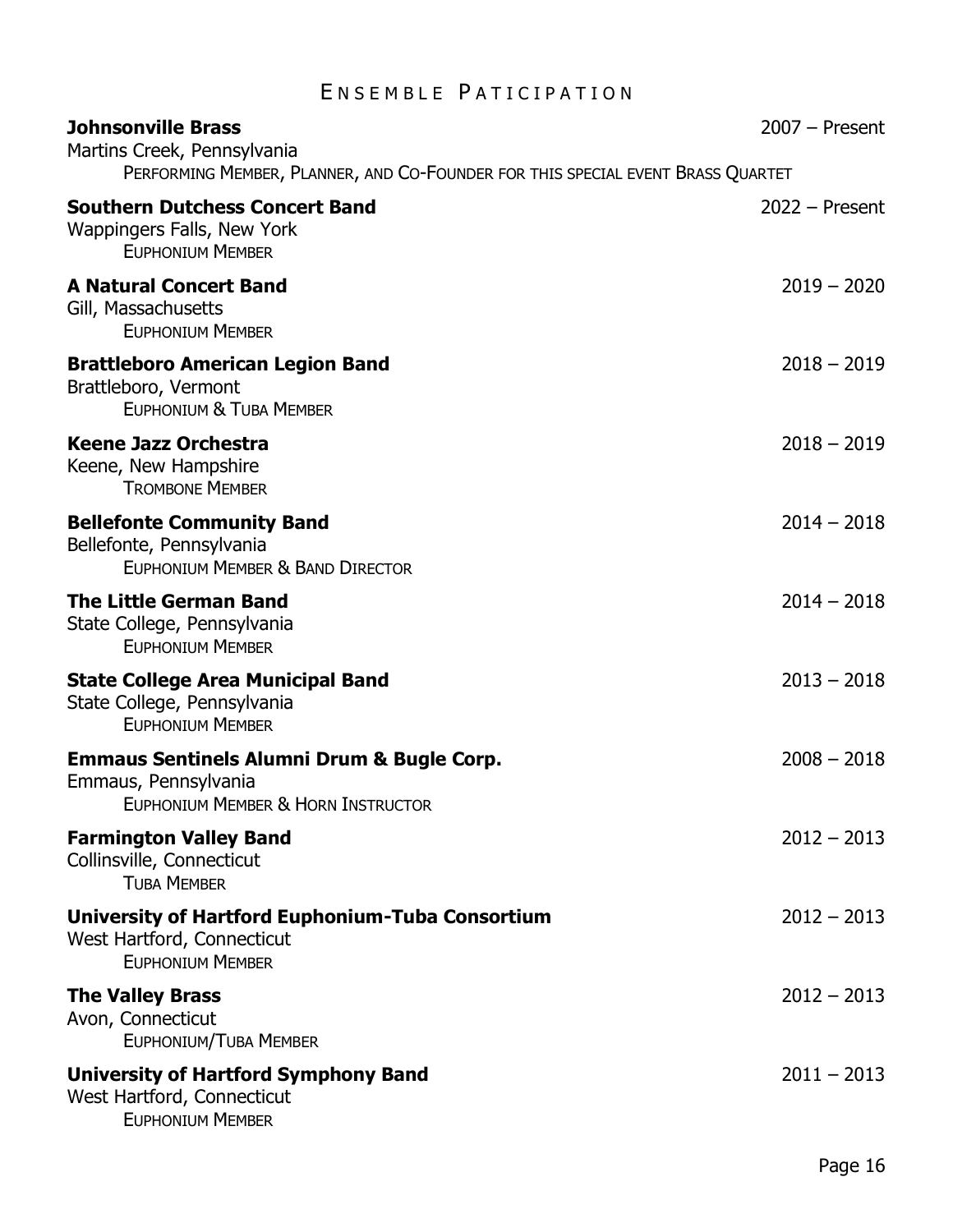## Ensemble Paticipation

**Johnsonville Brass** 2007 – Present
Martins Creek, Pennsylvania
Performing Member, Planner, and Co-Founder for this special event Brass Quartet

**Southern Dutchess Concert Band** 2022 – Present
Wappingers Falls, New York
Euphonium Member

**A Natural Concert Band** 2019 – 2020
Gill, Massachusetts
Euphonium Member

**Brattleboro American Legion Band** 2018 – 2019
Brattleboro, Vermont
Euphonium & Tuba Member

**Keene Jazz Orchestra** 2018 – 2019
Keene, New Hampshire
Trombone Member

**Bellefonte Community Band** 2014 – 2018
Bellefonte, Pennsylvania
Euphonium Member & Band Director

**The Little German Band** 2014 – 2018
State College, Pennsylvania
Euphonium Member

**State College Area Municipal Band** 2013 – 2018
State College, Pennsylvania
Euphonium Member

**Emmaus Sentinels Alumni Drum & Bugle Corp.** 2008 – 2018
Emmaus, Pennsylvania
Euphonium Member & Horn Instructor

**Farmington Valley Band** 2012 – 2013
Collinsville, Connecticut
Tuba Member

**University of Hartford Euphonium-Tuba Consortium** 2012 – 2013
West Hartford, Connecticut
Euphonium Member

**The Valley Brass** 2012 – 2013
Avon, Connecticut
Euphonium/Tuba Member

**University of Hartford Symphony Band** 2011 – 2013
West Hartford, Connecticut
Euphonium Member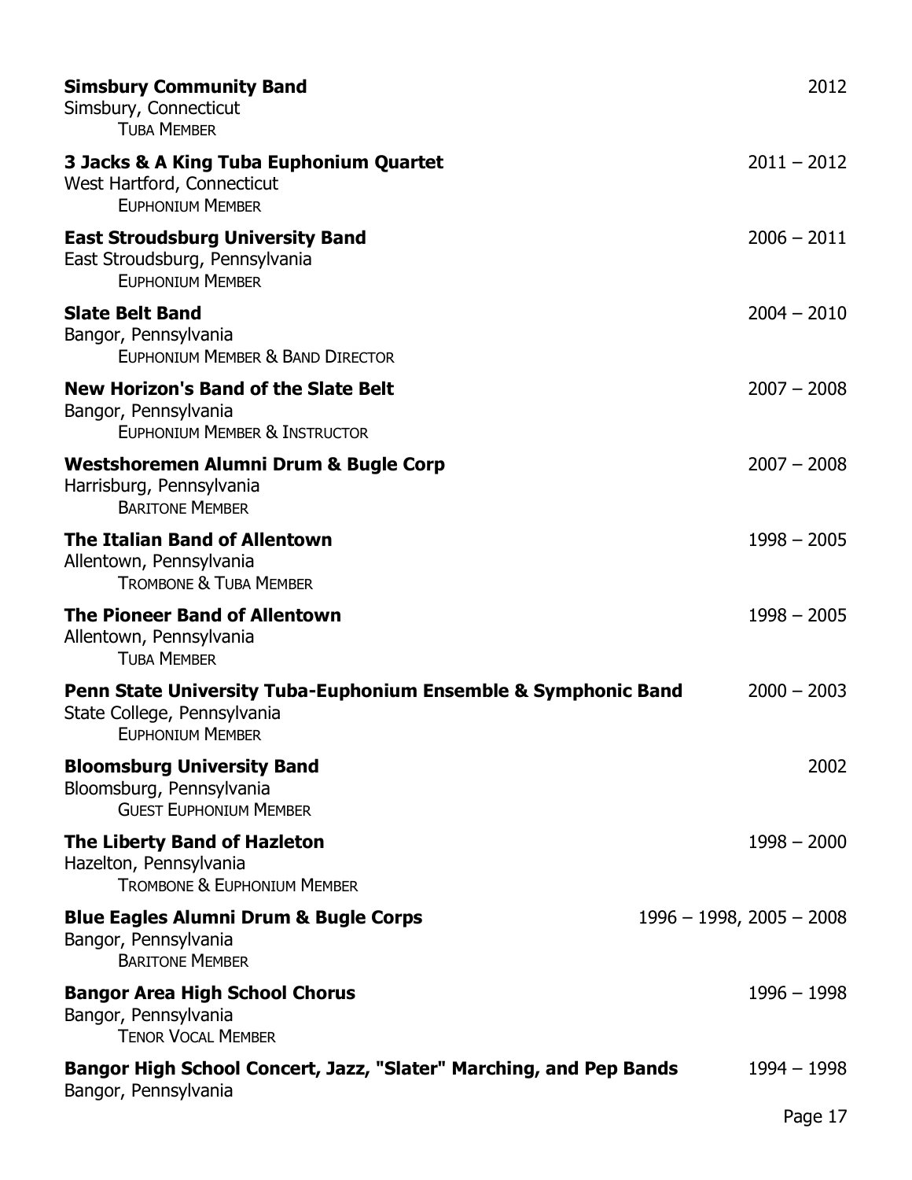**Simsbury Community Band** 2012
Simsbury, Connecticut
Tuba Member

**3 Jacks & A King Tuba Euphonium Quartet** 2011 – 2012
West Hartford, Connecticut
Euphonium Member

**East Stroudsburg University Band** 2006 – 2011
East Stroudsburg, Pennsylvania
Euphonium Member

**Slate Belt Band** 2004 – 2010
Bangor, Pennsylvania
Euphonium Member & Band Director

**New Horizon's Band of the Slate Belt** 2007 – 2008
Bangor, Pennsylvania
Euphonium Member & Instructor

**Westshoremen Alumni Drum & Bugle Corp** 2007 – 2008
Harrisburg, Pennsylvania
Baritone Member

**The Italian Band of Allentown** 1998 – 2005
Allentown, Pennsylvania
Trombone & Tuba Member

**The Pioneer Band of Allentown** 1998 – 2005
Allentown, Pennsylvania
Tuba Member

**Penn State University Tuba-Euphonium Ensemble & Symphonic Band** 2000 – 2003
State College, Pennsylvania
Euphonium Member

**Bloomsburg University Band** 2002
Bloomsburg, Pennsylvania
Guest Euphonium Member

**The Liberty Band of Hazleton** 1998 – 2000
Hazelton, Pennsylvania
Trombone & Euphonium Member

**Blue Eagles Alumni Drum & Bugle Corps** 1996 – 1998, 2005 – 2008
Bangor, Pennsylvania
Baritone Member

**Bangor Area High School Chorus** 1996 – 1998
Bangor, Pennsylvania
Tenor Vocal Member

**Bangor High School Concert, Jazz, "Slater" Marching, and Pep Bands** 1994 – 1998
Bangor, Pennsylvania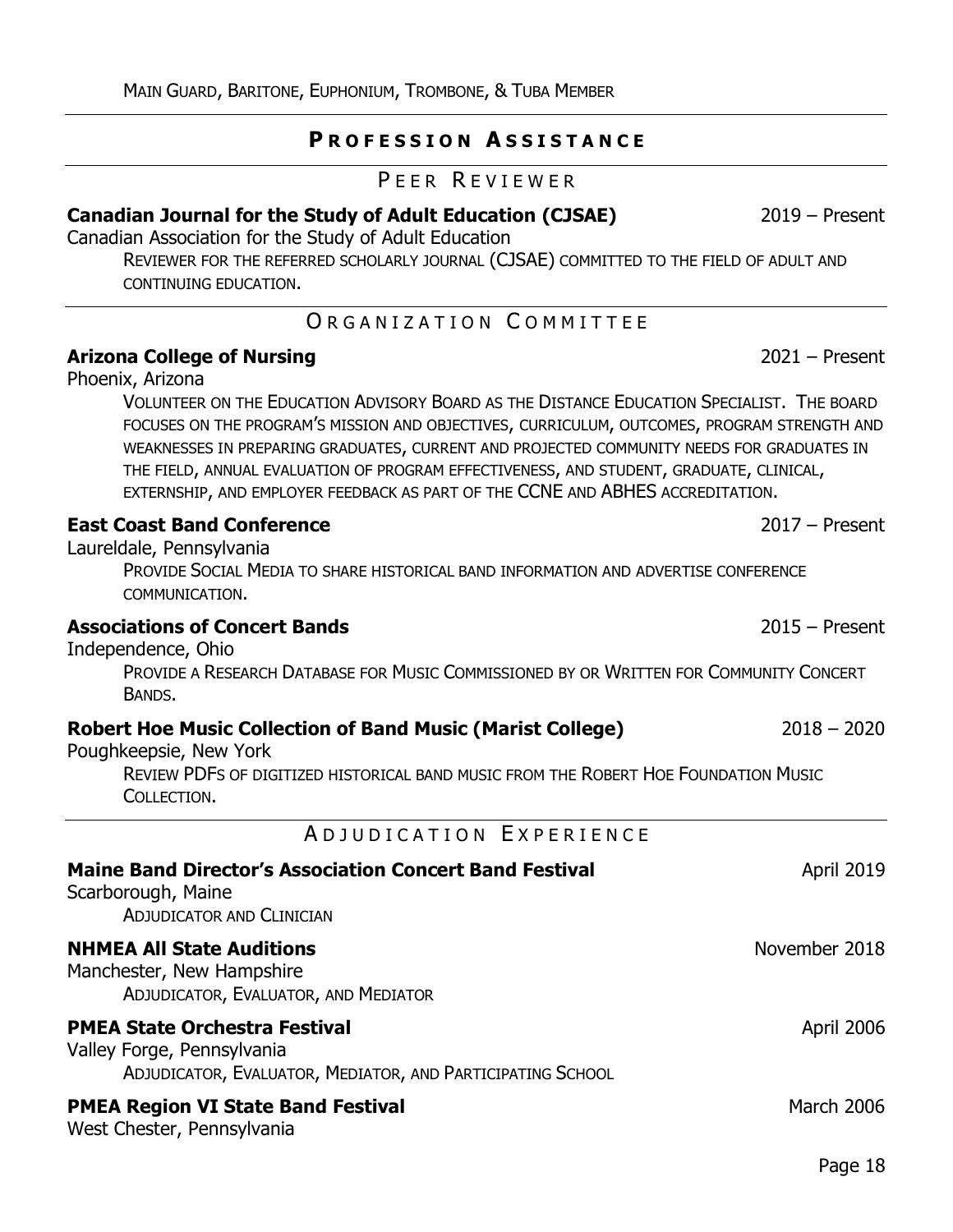Main Guard, Baritone, Euphonium, Trombone, & Tuba Member

## Profession Assistance

### Peer Reviewer

**Canadian Journal for the Study of Adult Education (CJSAE)** 2019 – Present
Canadian Association for the Study of Adult Education
Reviewer for the referred scholarly journal (CJSAE) committed to the field of adult and continuing education.

### Organization Committee

**Arizona College of Nursing** 2021 – Present
Phoenix, Arizona
Volunteer on the Education Advisory Board as the Distance Education Specialist. The board focuses on the program's mission and objectives, curriculum, outcomes, program strength and weaknesses in preparing graduates, current and projected community needs for graduates in the field, annual evaluation of program effectiveness, and student, graduate, clinical, externship, and employer feedback as part of the CCNE and ABHES accreditation.

**East Coast Band Conference** 2017 – Present
Laureldale, Pennsylvania
Provide Social Media to share historical band information and advertise conference communication.

**Associations of Concert Bands** 2015 – Present
Independence, Ohio
Provide a Research Database for Music Commissioned by or Written for Community Concert Bands.

**Robert Hoe Music Collection of Band Music (Marist College)** 2018 – 2020
Poughkeepsie, New York
Review PDFs of digitized historical band music from the Robert Hoe Foundation Music Collection.

### Adjudication Experience

**Maine Band Director's Association Concert Band Festival** April 2019
Scarborough, Maine
Adjudicator and Clinician

**NHMEA All State Auditions** November 2018
Manchester, New Hampshire
Adjudicator, Evaluator, and Mediator

**PMEA State Orchestra Festival** April 2006
Valley Forge, Pennsylvania
Adjudicator, Evaluator, Mediator, and Participating School

**PMEA Region VI State Band Festival** March 2006
West Chester, Pennsylvania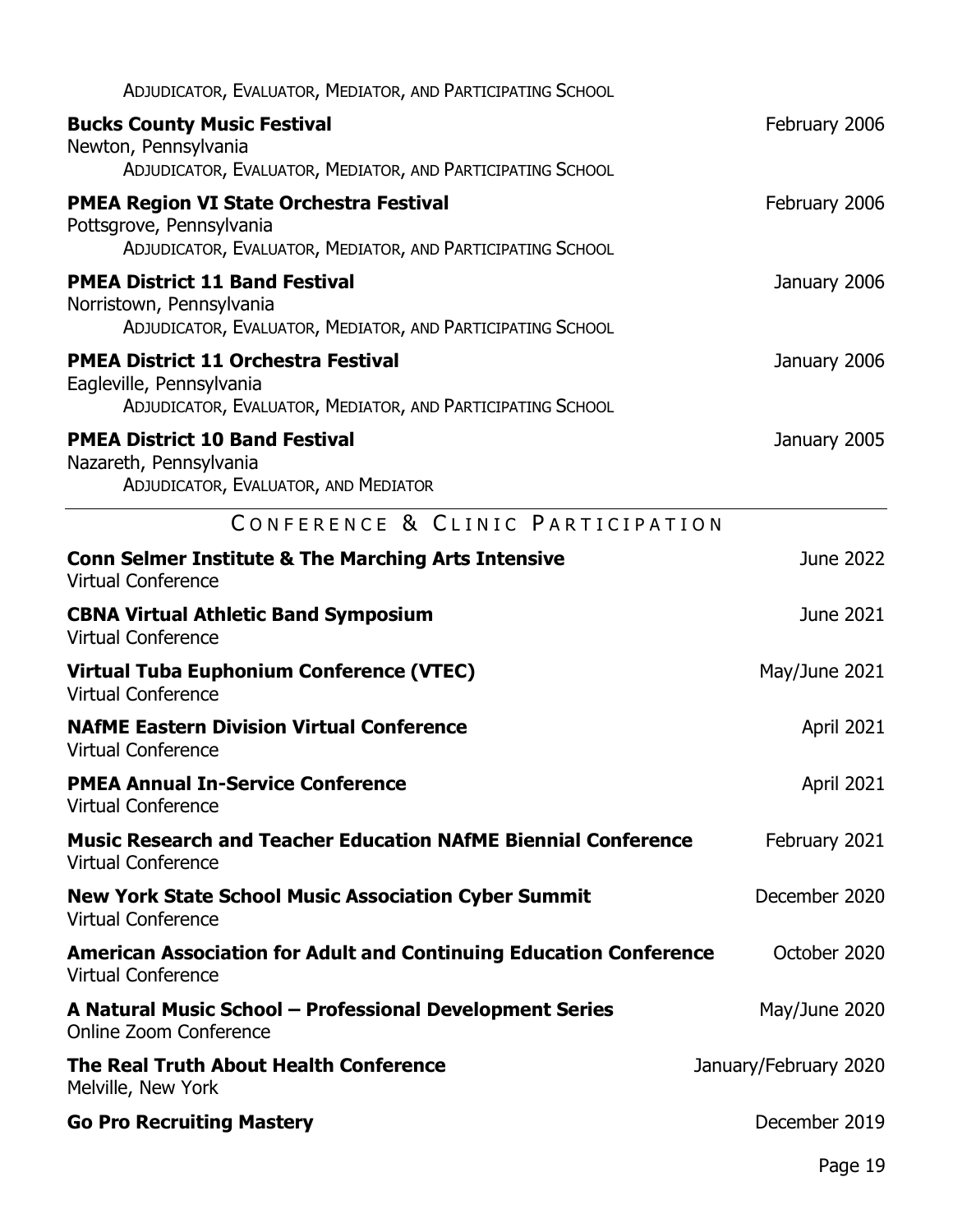ADJUDICATOR, EVALUATOR, MEDIATOR, AND PARTICIPATING SCHOOL

**Bucks County Music Festival** — February 2006
Newton, Pennsylvania
ADJUDICATOR, EVALUATOR, MEDIATOR, AND PARTICIPATING SCHOOL

**PMEA Region VI State Orchestra Festival** — February 2006
Pottsgrove, Pennsylvania
ADJUDICATOR, EVALUATOR, MEDIATOR, AND PARTICIPATING SCHOOL

**PMEA District 11 Band Festival** — January 2006
Norristown, Pennsylvania
ADJUDICATOR, EVALUATOR, MEDIATOR, AND PARTICIPATING SCHOOL

**PMEA District 11 Orchestra Festival** — January 2006
Eagleville, Pennsylvania
ADJUDICATOR, EVALUATOR, MEDIATOR, AND PARTICIPATING SCHOOL

**PMEA District 10 Band Festival** — January 2005
Nazareth, Pennsylvania
ADJUDICATOR, EVALUATOR, AND MEDIATOR

## CONFERENCE & CLINIC PARTICIPATION

**Conn Selmer Institute & The Marching Arts Intensive** — June 2022
Virtual Conference

**CBNA Virtual Athletic Band Symposium** — June 2021
Virtual Conference

**Virtual Tuba Euphonium Conference (VTEC)** — May/June 2021
Virtual Conference

**NAfME Eastern Division Virtual Conference** — April 2021
Virtual Conference

**PMEA Annual In-Service Conference** — April 2021
Virtual Conference

**Music Research and Teacher Education NAfME Biennial Conference** — February 2021
Virtual Conference

**New York State School Music Association Cyber Summit** — December 2020
Virtual Conference

**American Association for Adult and Continuing Education Conference** — October 2020
Virtual Conference

**A Natural Music School – Professional Development Series** — May/June 2020
Online Zoom Conference

**The Real Truth About Health Conference** — January/February 2020
Melville, New York

**Go Pro Recruiting Mastery** — December 2019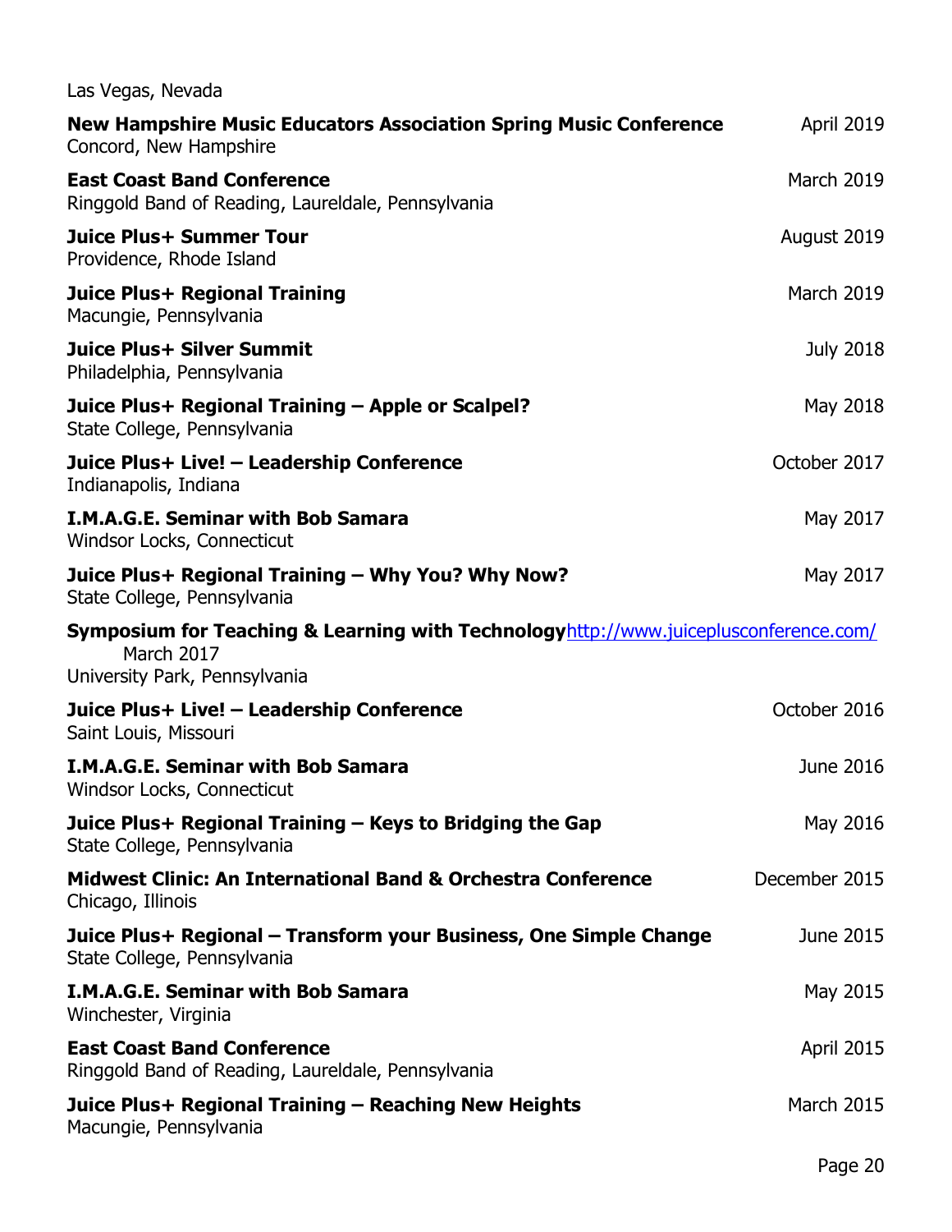Las Vegas, Nevada

**New Hampshire Music Educators Association Spring Music Conference** April 2019
Concord, New Hampshire

**East Coast Band Conference** March 2019
Ringgold Band of Reading, Laureldale, Pennsylvania

**Juice Plus+ Summer Tour** August 2019
Providence, Rhode Island

**Juice Plus+ Regional Training** March 2019
Macungie, Pennsylvania

**Juice Plus+ Silver Summit** July 2018
Philadelphia, Pennsylvania

**Juice Plus+ Regional Training – Apple or Scalpel?** May 2018
State College, Pennsylvania

**Juice Plus+ Live! – Leadership Conference** October 2017
Indianapolis, Indiana

**I.M.A.G.E. Seminar with Bob Samara** May 2017
Windsor Locks, Connecticut

**Juice Plus+ Regional Training – Why You? Why Now?** May 2017
State College, Pennsylvania

**Symposium for Teaching & Learning with Technology**http://www.juiceplusconference.com/ March 2017
University Park, Pennsylvania

**Juice Plus+ Live! – Leadership Conference** October 2016
Saint Louis, Missouri

**I.M.A.G.E. Seminar with Bob Samara** June 2016
Windsor Locks, Connecticut

**Juice Plus+ Regional Training – Keys to Bridging the Gap** May 2016
State College, Pennsylvania

**Midwest Clinic: An International Band & Orchestra Conference** December 2015
Chicago, Illinois

**Juice Plus+ Regional – Transform your Business, One Simple Change** June 2015
State College, Pennsylvania

**I.M.A.G.E. Seminar with Bob Samara** May 2015
Winchester, Virginia

**East Coast Band Conference** April 2015
Ringgold Band of Reading, Laureldale, Pennsylvania

**Juice Plus+ Regional Training – Reaching New Heights** March 2015
Macungie, Pennsylvania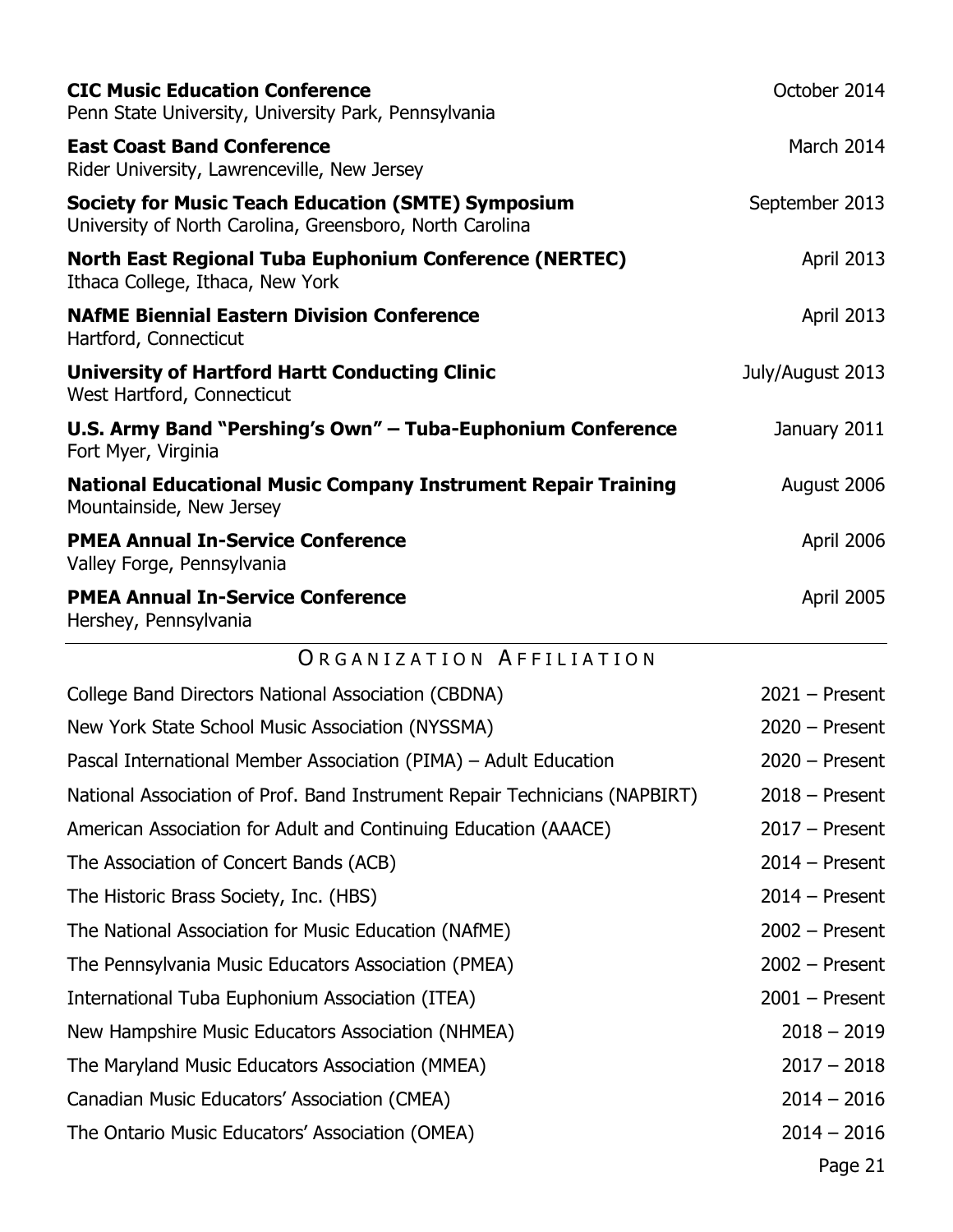**CIC Music Education Conference** October 2014
Penn State University, University Park, Pennsylvania

**East Coast Band Conference** March 2014
Rider University, Lawrenceville, New Jersey

**Society for Music Teach Education (SMTE) Symposium** September 2013
University of North Carolina, Greensboro, North Carolina

**North East Regional Tuba Euphonium Conference (NERTEC)** April 2013
Ithaca College, Ithaca, New York

**NAfME Biennial Eastern Division Conference** April 2013
Hartford, Connecticut

**University of Hartford Hartt Conducting Clinic** July/August 2013
West Hartford, Connecticut

**U.S. Army Band "Pershing's Own" – Tuba-Euphonium Conference** January 2011
Fort Myer, Virginia

**National Educational Music Company Instrument Repair Training** August 2006
Mountainside, New Jersey

**PMEA Annual In-Service Conference** April 2006
Valley Forge, Pennsylvania

**PMEA Annual In-Service Conference** April 2005
Hershey, Pennsylvania

## Organization Affiliation

| Organization | Years |
| --- | --- |
| College Band Directors National Association (CBDNA) | 2021 – Present |
| New York State School Music Association (NYSSMA) | 2020 – Present |
| Pascal International Member Association (PIMA) – Adult Education | 2020 – Present |
| National Association of Prof. Band Instrument Repair Technicians (NAPBIRT) | 2018 – Present |
| American Association for Adult and Continuing Education (AAACE) | 2017 – Present |
| The Association of Concert Bands (ACB) | 2014 – Present |
| The Historic Brass Society, Inc. (HBS) | 2014 – Present |
| The National Association for Music Education (NAfME) | 2002 – Present |
| The Pennsylvania Music Educators Association (PMEA) | 2002 – Present |
| International Tuba Euphonium Association (ITEA) | 2001 – Present |
| New Hampshire Music Educators Association (NHMEA) | 2018 – 2019 |
| The Maryland Music Educators Association (MMEA) | 2017 – 2018 |
| Canadian Music Educators' Association (CMEA) | 2014 – 2016 |
| The Ontario Music Educators' Association (OMEA) | 2014 – 2016 |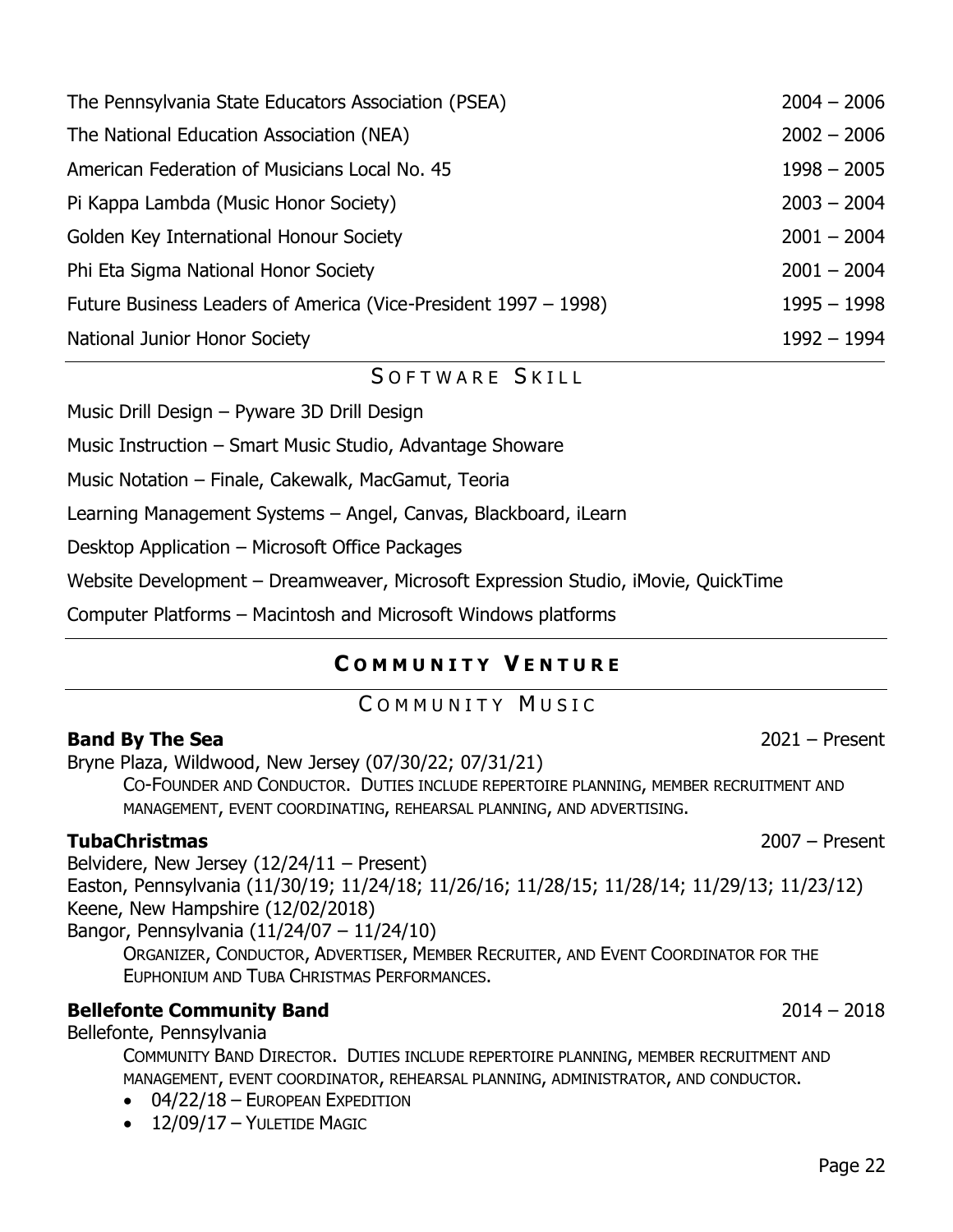| | |
|---|---|
| The Pennsylvania State Educators Association (PSEA) | 2004 – 2006 |
| The National Education Association (NEA) | 2002 – 2006 |
| American Federation of Musicians Local No. 45 | 1998 – 2005 |
| Pi Kappa Lambda (Music Honor Society) | 2003 – 2004 |
| Golden Key International Honour Society | 2001 – 2004 |
| Phi Eta Sigma National Honor Society | 2001 – 2004 |
| Future Business Leaders of America (Vice-President 1997 – 1998) | 1995 – 1998 |
| National Junior Honor Society | 1992 – 1994 |

### SOFTWARE SKILL

Music Drill Design – Pyware 3D Drill Design

Music Instruction – Smart Music Studio, Advantage Showare

Music Notation – Finale, Cakewalk, MacGamut, Teoria

Learning Management Systems – Angel, Canvas, Blackboard, iLearn

Desktop Application – Microsoft Office Packages

Website Development – Dreamweaver, Microsoft Expression Studio, iMovie, QuickTime

Computer Platforms – Macintosh and Microsoft Windows platforms

## COMMUNITY VENTURE

### COMMUNITY MUSIC

**Band By The Sea** 2021 – Present

Bryne Plaza, Wildwood, New Jersey (07/30/22; 07/31/21)

CO-FOUNDER AND CONDUCTOR. DUTIES INCLUDE REPERTOIRE PLANNING, MEMBER RECRUITMENT AND MANAGEMENT, EVENT COORDINATING, REHEARSAL PLANNING, AND ADVERTISING.

**TubaChristmas** 2007 – Present

Belvidere, New Jersey (12/24/11 – Present)
Easton, Pennsylvania (11/30/19; 11/24/18; 11/26/16; 11/28/15; 11/28/14; 11/29/13; 11/23/12)
Keene, New Hampshire (12/02/2018)
Bangor, Pennsylvania (11/24/07 – 11/24/10)

ORGANIZER, CONDUCTOR, ADVERTISER, MEMBER RECRUITER, AND EVENT COORDINATOR FOR THE EUPHONIUM AND TUBA CHRISTMAS PERFORMANCES.

**Bellefonte Community Band** 2014 – 2018

Bellefonte, Pennsylvania

COMMUNITY BAND DIRECTOR. DUTIES INCLUDE REPERTOIRE PLANNING, MEMBER RECRUITMENT AND MANAGEMENT, EVENT COORDINATOR, REHEARSAL PLANNING, ADMINISTRATOR, AND CONDUCTOR.

- 04/22/18 – EUROPEAN EXPEDITION
- 12/09/17 – YULETIDE MAGIC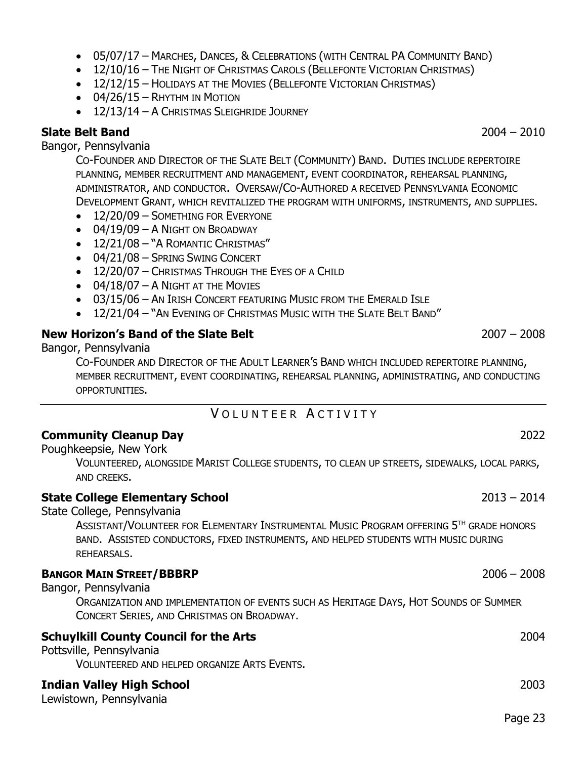- 05/07/17 – Marches, Dances, & Celebrations (with Central PA Community Band)
- 12/10/16 – The Night of Christmas Carols (Bellefonte Victorian Christmas)
- 12/12/15 – Holidays at the Movies (Bellefonte Victorian Christmas)
- 04/26/15 – Rhythm in Motion
- 12/13/14 – A Christmas Sleighride Journey

**Slate Belt Band** 2004 – 2010

Bangor, Pennsylvania

Co-Founder and Director of the Slate Belt (Community) Band. Duties include repertoire planning, member recruitment and management, event coordinator, rehearsal planning, administrator, and conductor. Oversaw/Co-Authored a received Pennsylvania Economic Development Grant, which revitalized the program with uniforms, instruments, and supplies.

- 12/20/09 – Something for Everyone
- 04/19/09 – A Night on Broadway
- 12/21/08 – "A Romantic Christmas"
- 04/21/08 – Spring Swing Concert
- 12/20/07 – Christmas Through the Eyes of a Child
- 04/18/07 – A Night at the Movies
- 03/15/06 – An Irish Concert featuring Music from the Emerald Isle
- 12/21/04 – "An Evening of Christmas Music with the Slate Belt Band"

**New Horizon's Band of the Slate Belt** 2007 – 2008

Bangor, Pennsylvania

Co-Founder and Director of the Adult Learner's Band which included repertoire planning, member recruitment, event coordinating, rehearsal planning, administrating, and conducting opportunities.

## Volunteer Activity

**Community Cleanup Day** 2022

Poughkeepsie, New York

Volunteered, alongside Marist College students, to clean up streets, sidewalks, local parks, and creeks.

**State College Elementary School** 2013 – 2014

State College, Pennsylvania

Assistant/Volunteer for Elementary Instrumental Music Program offering 5th grade honors band. Assisted conductors, fixed instruments, and helped students with music during rehearsals.

**Bangor Main Street/BBBRP** 2006 – 2008

Bangor, Pennsylvania

Organization and implementation of events such as Heritage Days, Hot Sounds of Summer Concert Series, and Christmas on Broadway.

**Schuylkill County Council for the Arts** 2004

Pottsville, Pennsylvania

Volunteered and helped organize Arts Events.

**Indian Valley High School** 2003

Lewistown, Pennsylvania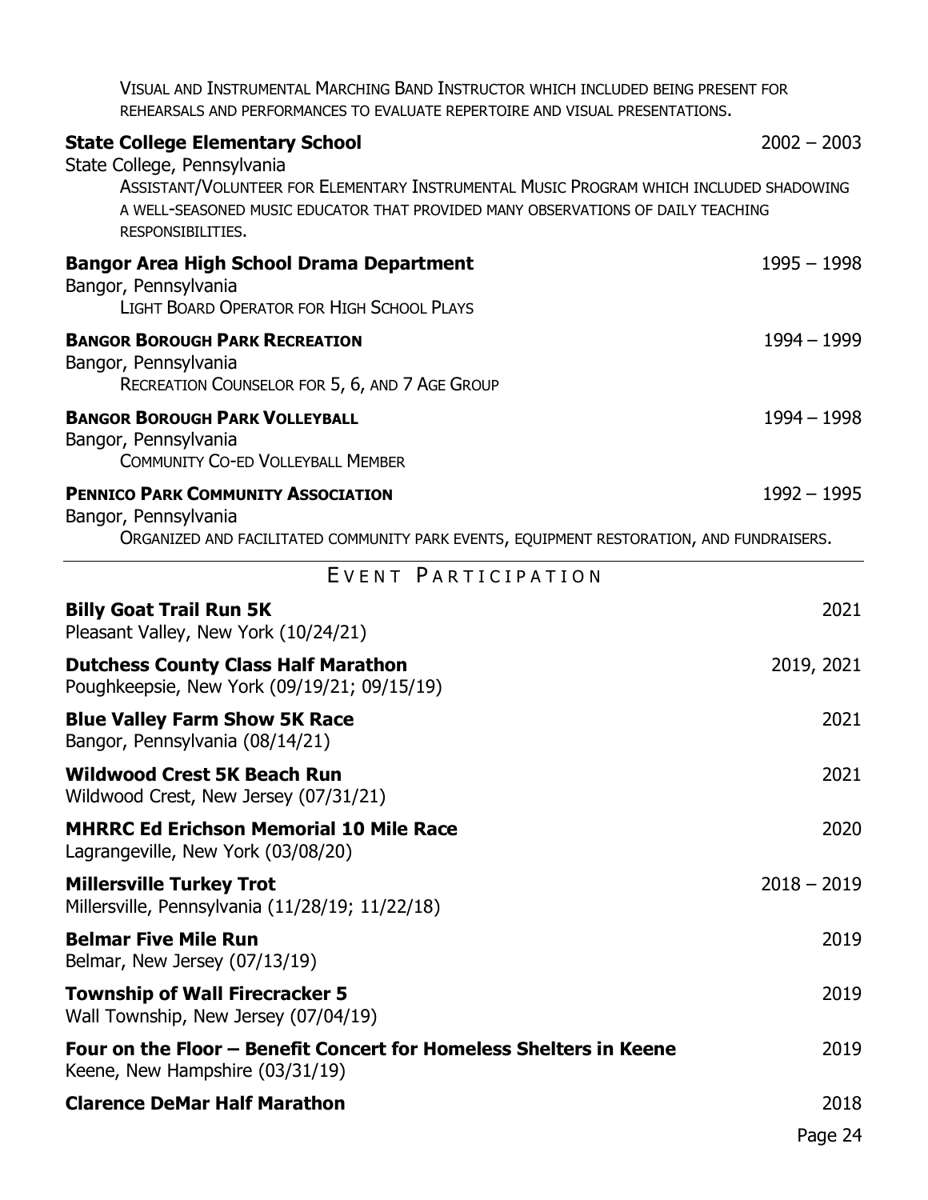Visual and Instrumental Marching Band Instructor which included being present for rehearsals and performances to evaluate repertoire and visual presentations.

**State College Elementary School** — 2002 – 2003
State College, Pennsylvania
Assistant/Volunteer for Elementary Instrumental Music Program which included shadowing a well-seasoned music educator that provided many observations of daily teaching responsibilities.

**Bangor Area High School Drama Department** — 1995 – 1998
Bangor, Pennsylvania
Light Board Operator for High School Plays

**Bangor Borough Park Recreation** — 1994 – 1999
Bangor, Pennsylvania
Recreation Counselor for 5, 6, and 7 Age Group

**Bangor Borough Park Volleyball** — 1994 – 1998
Bangor, Pennsylvania
Community Co-ed Volleyball Member

**Pennico Park Community Association** — 1992 – 1995
Bangor, Pennsylvania
Organized and facilitated community park events, equipment restoration, and fundraisers.

## Event Participation

**Billy Goat Trail Run 5K** — 2021
Pleasant Valley, New York (10/24/21)

**Dutchess County Class Half Marathon** — 2019, 2021
Poughkeepsie, New York (09/19/21; 09/15/19)

**Blue Valley Farm Show 5K Race** — 2021
Bangor, Pennsylvania (08/14/21)

**Wildwood Crest 5K Beach Run** — 2021
Wildwood Crest, New Jersey (07/31/21)

**MHRRC Ed Erichson Memorial 10 Mile Race** — 2020
Lagrangeville, New York (03/08/20)

**Millersville Turkey Trot** — 2018 – 2019
Millersville, Pennsylvania (11/28/19; 11/22/18)

**Belmar Five Mile Run** — 2019
Belmar, New Jersey (07/13/19)

**Township of Wall Firecracker 5** — 2019
Wall Township, New Jersey (07/04/19)

**Four on the Floor – Benefit Concert for Homeless Shelters in Keene** — 2019
Keene, New Hampshire (03/31/19)

**Clarence DeMar Half Marathon** — 2018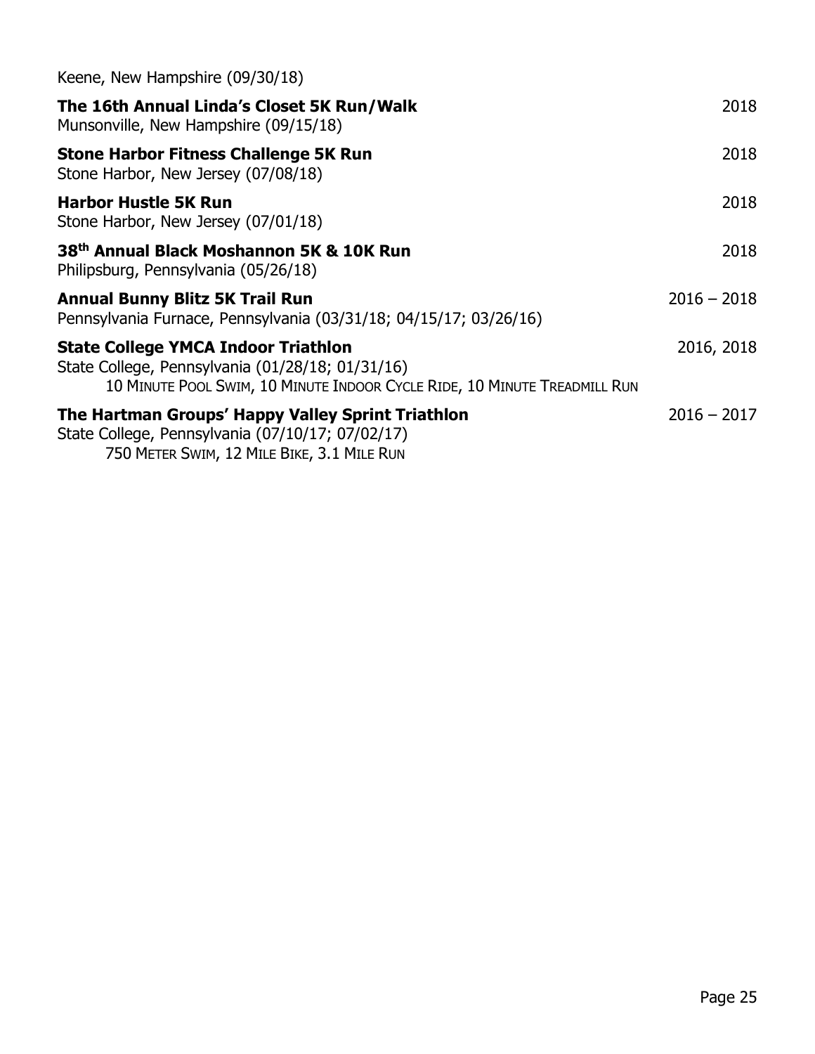Keene, New Hampshire (09/30/18)

**The 16th Annual Linda's Closet 5K Run/Walk** 2018
Munsonville, New Hampshire (09/15/18)

**Stone Harbor Fitness Challenge 5K Run** 2018
Stone Harbor, New Jersey (07/08/18)

**Harbor Hustle 5K Run** 2018
Stone Harbor, New Jersey (07/01/18)

**38th Annual Black Moshannon 5K & 10K Run** 2018
Philipsburg, Pennsylvania (05/26/18)

**Annual Bunny Blitz 5K Trail Run** 2016 – 2018
Pennsylvania Furnace, Pennsylvania (03/31/18; 04/15/17; 03/26/16)

**State College YMCA Indoor Triathlon** 2016, 2018
State College, Pennsylvania (01/28/18; 01/31/16)
10 MINUTE POOL SWIM, 10 MINUTE INDOOR CYCLE RIDE, 10 MINUTE TREADMILL RUN

**The Hartman Groups' Happy Valley Sprint Triathlon** 2016 – 2017
State College, Pennsylvania (07/10/17; 07/02/17)
750 METER SWIM, 12 MILE BIKE, 3.1 MILE RUN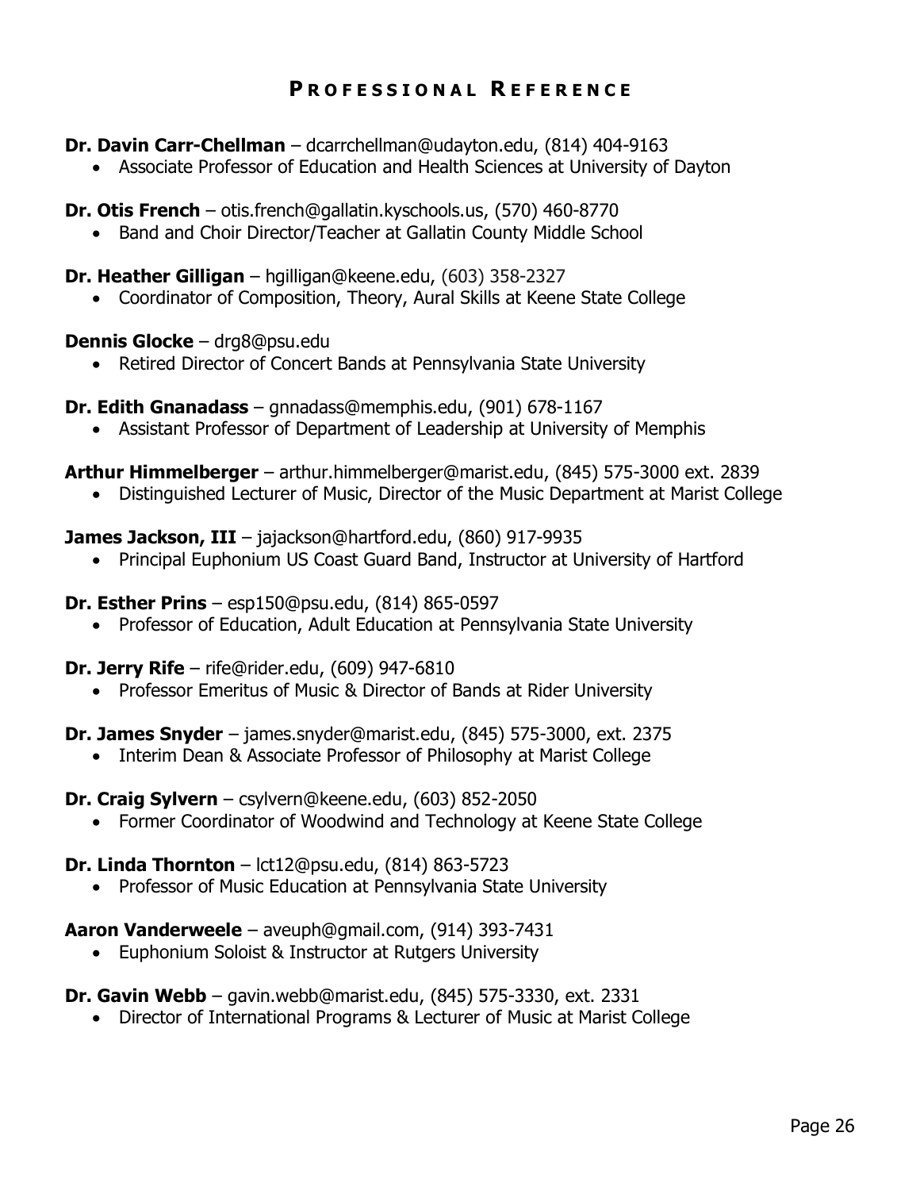## Professional Reference

**Dr. Davin Carr-Chellman** – dcarrchellman@udayton.edu, (814) 404-9163

- Associate Professor of Education and Health Sciences at University of Dayton

**Dr. Otis French** – otis.french@gallatin.kyschools.us, (570) 460-8770

- Band and Choir Director/Teacher at Gallatin County Middle School

**Dr. Heather Gilligan** – hgilligan@keene.edu, (603) 358-2327

- Coordinator of Composition, Theory, Aural Skills at Keene State College

**Dennis Glocke** – drg8@psu.edu

- Retired Director of Concert Bands at Pennsylvania State University

**Dr. Edith Gnanadass** – gnnadass@memphis.edu, (901) 678-1167

- Assistant Professor of Department of Leadership at University of Memphis

**Arthur Himmelberger** – arthur.himmelberger@marist.edu, (845) 575-3000 ext. 2839

- Distinguished Lecturer of Music, Director of the Music Department at Marist College

**James Jackson, III** – jajackson@hartford.edu, (860) 917-9935

- Principal Euphonium US Coast Guard Band, Instructor at University of Hartford

**Dr. Esther Prins** – esp150@psu.edu, (814) 865-0597

- Professor of Education, Adult Education at Pennsylvania State University

**Dr. Jerry Rife** – rife@rider.edu, (609) 947-6810

- Professor Emeritus of Music & Director of Bands at Rider University

**Dr. James Snyder** – james.snyder@marist.edu, (845) 575-3000, ext. 2375

- Interim Dean & Associate Professor of Philosophy at Marist College

**Dr. Craig Sylvern** – csylvern@keene.edu, (603) 852-2050

- Former Coordinator of Woodwind and Technology at Keene State College

**Dr. Linda Thornton** – lct12@psu.edu, (814) 863-5723

- Professor of Music Education at Pennsylvania State University

**Aaron Vanderweele** – aveuph@gmail.com, (914) 393-7431

- Euphonium Soloist & Instructor at Rutgers University

**Dr. Gavin Webb** – gavin.webb@marist.edu, (845) 575-3330, ext. 2331

- Director of International Programs & Lecturer of Music at Marist College